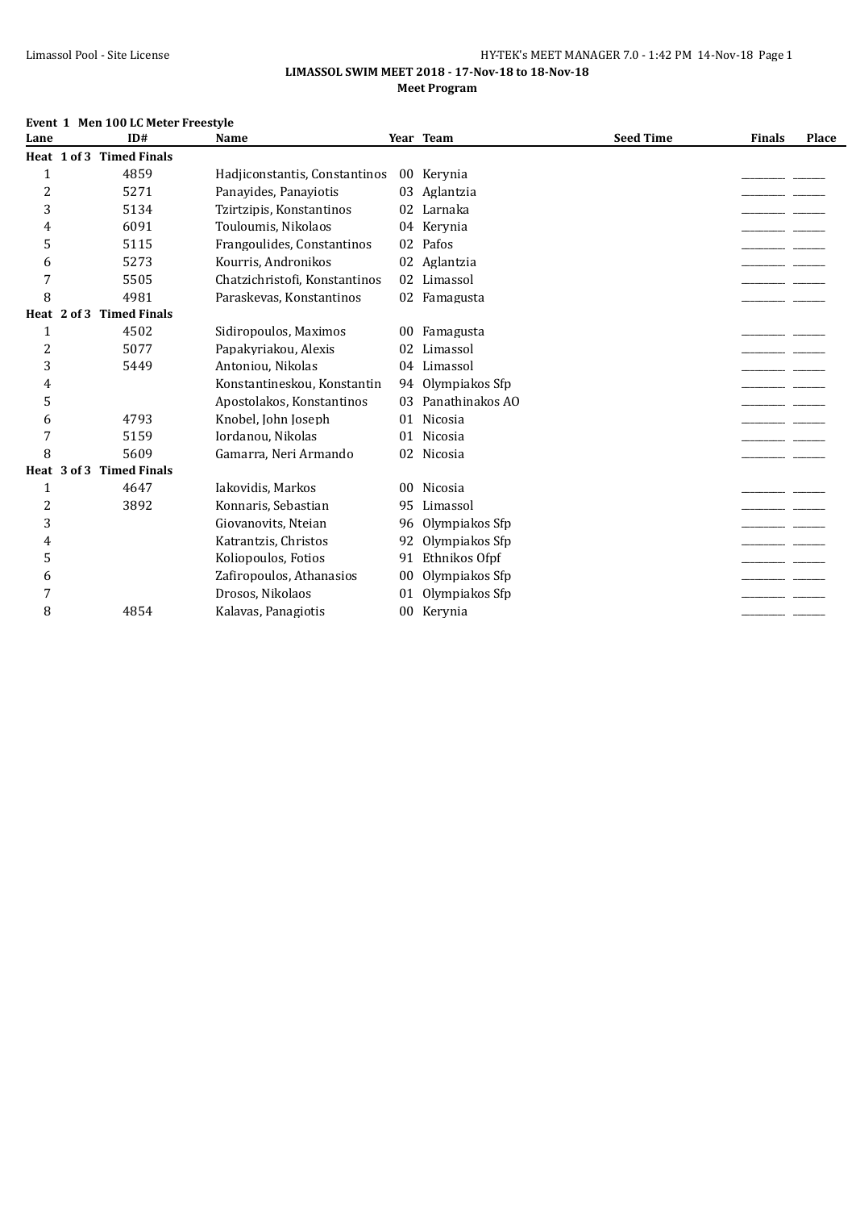**LIMASSOL SWIM MEET 2018 - 17-Nov-18 to 18-Nov-18**

**Meet Program**

**Event 1 Men 100 LC Meter Freestyle**

| Lane | ID# | Name | Year | Team | Seed Time | Finals | Place |
|---|---|---|---|---|---|---|---|
| **Heat 1 of 3 Timed Finals** | | | | | | | |
| 1 | 4859 | Hadjiconstantis, Constantinos | 00 | Kerynia | | _________ | _______ |
| 2 | 5271 | Panayides, Panayiotis | 03 | Aglantzia | | _________ | _______ |
| 3 | 5134 | Tzirtzipis, Konstantinos | 02 | Larnaka | | _________ | _______ |
| 4 | 6091 | Touloumis, Nikolaos | 04 | Kerynia | | _________ | _______ |
| 5 | 5115 | Frangoulides, Constantinos | 02 | Pafos | | _________ | _______ |
| 6 | 5273 | Kourris, Andronikos | 02 | Aglantzia | | _________ | _______ |
| 7 | 5505 | Chatzichristofi, Konstantinos | 02 | Limassol | | _________ | _______ |
| 8 | 4981 | Paraskevas, Konstantinos | 02 | Famagusta | | _________ | _______ |
| **Heat 2 of 3 Timed Finals** | | | | | | | |
| 1 | 4502 | Sidiropoulos, Maximos | 00 | Famagusta | | _________ | _______ |
| 2 | 5077 | Papakyriakou, Alexis | 02 | Limassol | | _________ | _______ |
| 3 | 5449 | Antoniou, Nikolas | 04 | Limassol | | _________ | _______ |
| 4 | | Konstantineskou, Konstantin | 94 | Olympiakos Sfp | | _________ | _______ |
| 5 | | Apostolakos, Konstantinos | 03 | Panathinakos AO | | _________ | _______ |
| 6 | 4793 | Knobel, John Joseph | 01 | Nicosia | | _________ | _______ |
| 7 | 5159 | Iordanou, Nikolas | 01 | Nicosia | | _________ | _______ |
| 8 | 5609 | Gamarra, Neri Armando | 02 | Nicosia | | _________ | _______ |
| **Heat 3 of 3 Timed Finals** | | | | | | | |
| 1 | 4647 | Iakovidis, Markos | 00 | Nicosia | | _________ | _______ |
| 2 | 3892 | Konnaris, Sebastian | 95 | Limassol | | _________ | _______ |
| 3 | | Giovanovits, Nteian | 96 | Olympiakos Sfp | | _________ | _______ |
| 4 | | Katrantzis, Christos | 92 | Olympiakos Sfp | | _________ | _______ |
| 5 | | Koliopoulos, Fotios | 91 | Ethnikos Ofpf | | _________ | _______ |
| 6 | | Zafiropoulos, Athanasios | 00 | Olympiakos Sfp | | _________ | _______ |
| 7 | | Drosos, Nikolaos | 01 | Olympiakos Sfp | | _________ | _______ |
| 8 | 4854 | Kalavas, Panagiotis | 00 | Kerynia | | _________ | _______ |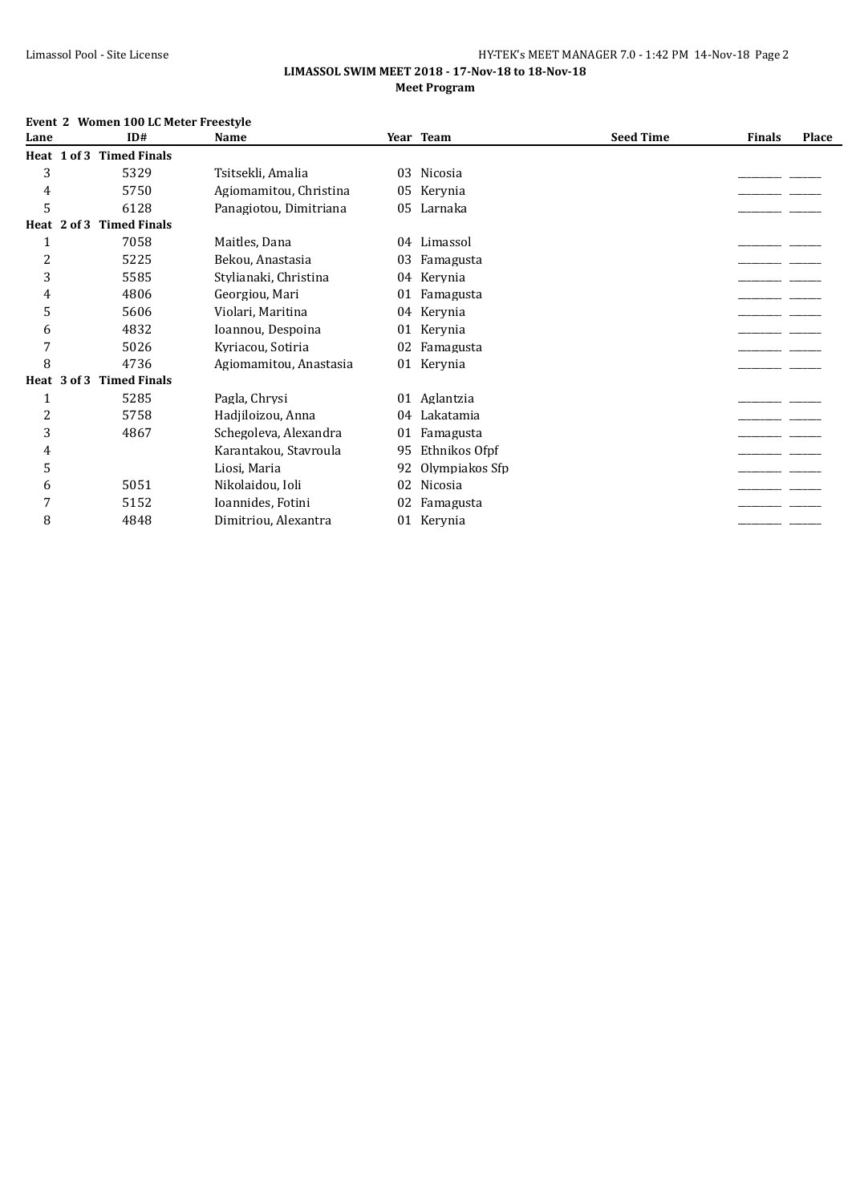**LIMASSOL SWIM MEET 2018 - 17-Nov-18 to 18-Nov-18**

**Meet Program**

**Event 2 Women 100 LC Meter Freestyle**

| Lane | ID# | Name | Year | Team | Seed Time | Finals | Place |
|---|---|---|---|---|---|---|---|
| **Heat 1 of 3 Timed Finals** | | | | | | | |
| 3 | 5329 | Tsitsekli, Amalia | 03 | Nicosia | | _______ | _____ |
| 4 | 5750 | Agiomamitou, Christina | 05 | Kerynia | | _______ | _____ |
| 5 | 6128 | Panagiotou, Dimitriana | 05 | Larnaka | | _______ | _____ |
| **Heat 2 of 3 Timed Finals** | | | | | | | |
| 1 | 7058 | Maitles, Dana | 04 | Limassol | | _______ | _____ |
| 2 | 5225 | Bekou, Anastasia | 03 | Famagusta | | _______ | _____ |
| 3 | 5585 | Stylianaki, Christina | 04 | Kerynia | | _______ | _____ |
| 4 | 4806 | Georgiou, Mari | 01 | Famagusta | | _______ | _____ |
| 5 | 5606 | Violari, Maritina | 04 | Kerynia | | _______ | _____ |
| 6 | 4832 | Ioannou, Despoina | 01 | Kerynia | | _______ | _____ |
| 7 | 5026 | Kyriacou, Sotiria | 02 | Famagusta | | _______ | _____ |
| 8 | 4736 | Agiomamitou, Anastasia | 01 | Kerynia | | _______ | _____ |
| **Heat 3 of 3 Timed Finals** | | | | | | | |
| 1 | 5285 | Pagla, Chrysi | 01 | Aglantzia | | _______ | _____ |
| 2 | 5758 | Hadjiloizou, Anna | 04 | Lakatamia | | _______ | _____ |
| 3 | 4867 | Schegoleva, Alexandra | 01 | Famagusta | | _______ | _____ |
| 4 | | Karantakou, Stavroula | 95 | Ethnikos Ofpf | | _______ | _____ |
| 5 | | Liosi, Maria | 92 | Olympiakos Sfp | | _______ | _____ |
| 6 | 5051 | Nikolaidou, Ioli | 02 | Nicosia | | _______ | _____ |
| 7 | 5152 | Ioannides, Fotini | 02 | Famagusta | | _______ | _____ |
| 8 | 4848 | Dimitriou, Alexantra | 01 | Kerynia | | _______ | _____ |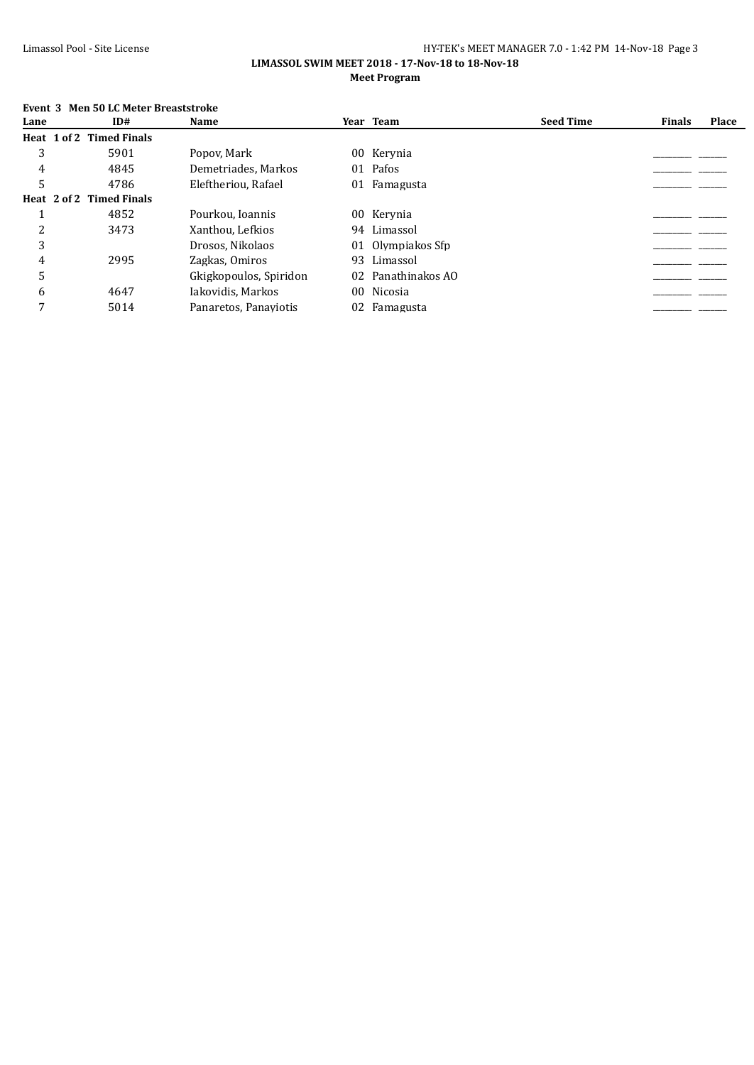**LIMASSOL SWIM MEET 2018 - 17-Nov-18 to 18-Nov-18**

**Meet Program**

**Event 3 Men 50 LC Meter Breaststroke**

| Lane | ID# | Name | Year | Team | Seed Time | Finals | Place |
|---|---|---|---|---|---|---|---|
| **Heat 1 of 2 Timed Finals** | | | | | | | |
| 3 | 5901 | Popov, Mark | 00 | Kerynia | | _______ | _____ |
| 4 | 4845 | Demetriades, Markos | 01 | Pafos | | _______ | _____ |
| 5 | 4786 | Eleftheriou, Rafael | 01 | Famagusta | | _______ | _____ |
| **Heat 2 of 2 Timed Finals** | | | | | | | |
| 1 | 4852 | Pourkou, Ioannis | 00 | Kerynia | | _______ | _____ |
| 2 | 3473 | Xanthou, Lefkios | 94 | Limassol | | _______ | _____ |
| 3 | | Drosos, Nikolaos | 01 | Olympiakos Sfp | | _______ | _____ |
| 4 | 2995 | Zagkas, Omiros | 93 | Limassol | | _______ | _____ |
| 5 | | Gkigkopoulos, Spiridon | 02 | Panathinakos AO | | _______ | _____ |
| 6 | 4647 | Iakovidis, Markos | 00 | Nicosia | | _______ | _____ |
| 7 | 5014 | Panaretos, Panayiotis | 02 | Famagusta | | _______ | _____ |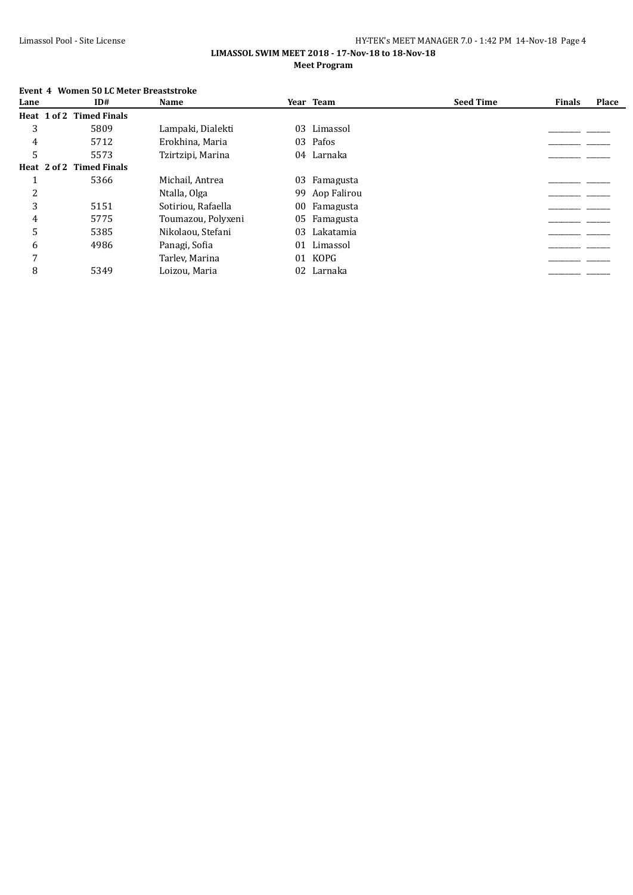**LIMASSOL SWIM MEET 2018 - 17-Nov-18 to 18-Nov-18**

**Meet Program**

**Event 4 Women 50 LC Meter Breaststroke**

| Lane | ID# | Name | Year | Team | Seed Time | Finals | Place |
|---|---|---|---|---|---|---|---|
| **Heat 1 of 2 Timed Finals** | | | | | | | |
| 3 | 5809 | Lampaki, Dialekti | 03 | Limassol | | _______ | _____ |
| 4 | 5712 | Erokhina, Maria | 03 | Pafos | | _______ | _____ |
| 5 | 5573 | Tzirtzipi, Marina | 04 | Larnaka | | _______ | _____ |
| **Heat 2 of 2 Timed Finals** | | | | | | | |
| 1 | 5366 | Michail, Antrea | 03 | Famagusta | | _______ | _____ |
| 2 | | Ntalla, Olga | 99 | Aop Falirou | | _______ | _____ |
| 3 | 5151 | Sotiriou, Rafaella | 00 | Famagusta | | _______ | _____ |
| 4 | 5775 | Toumazou, Polyxeni | 05 | Famagusta | | _______ | _____ |
| 5 | 5385 | Nikolaou, Stefani | 03 | Lakatamia | | _______ | _____ |
| 6 | 4986 | Panagi, Sofia | 01 | Limassol | | _______ | _____ |
| 7 | | Tarlev, Marina | 01 | KOPG | | _______ | _____ |
| 8 | 5349 | Loizou, Maria | 02 | Larnaka | | _______ | _____ |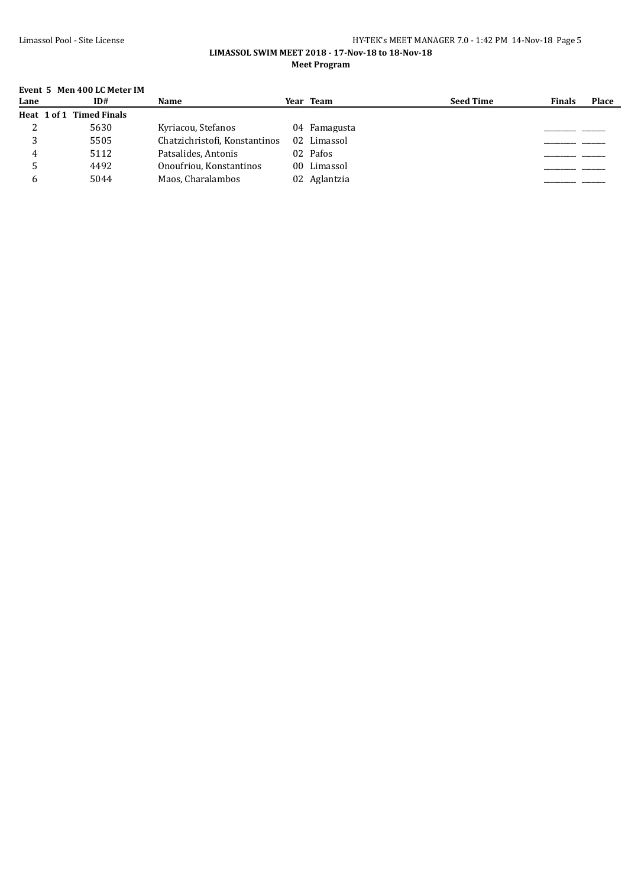**LIMASSOL SWIM MEET 2018 - 17-Nov-18 to 18-Nov-18**

**Meet Program**

**Event 5 Men 400 LC Meter IM**

| Lane | ID# | Name | Year | Team | Seed Time | Finals | Place |
|---|---|---|---|---|---|---|---|
| **Heat 1 of 1 Timed Finals** | | | | | | | |
| 2 | 5630 | Kyriacou, Stefanos | 04 | Famagusta | | ________ | ______ |
| 3 | 5505 | Chatzichristofi, Konstantinos | 02 | Limassol | | ________ | ______ |
| 4 | 5112 | Patsalides, Antonis | 02 | Pafos | | ________ | ______ |
| 5 | 4492 | Onoufriou, Konstantinos | 00 | Limassol | | ________ | ______ |
| 6 | 5044 | Maos, Charalambos | 02 | Aglantzia | | ________ | ______ |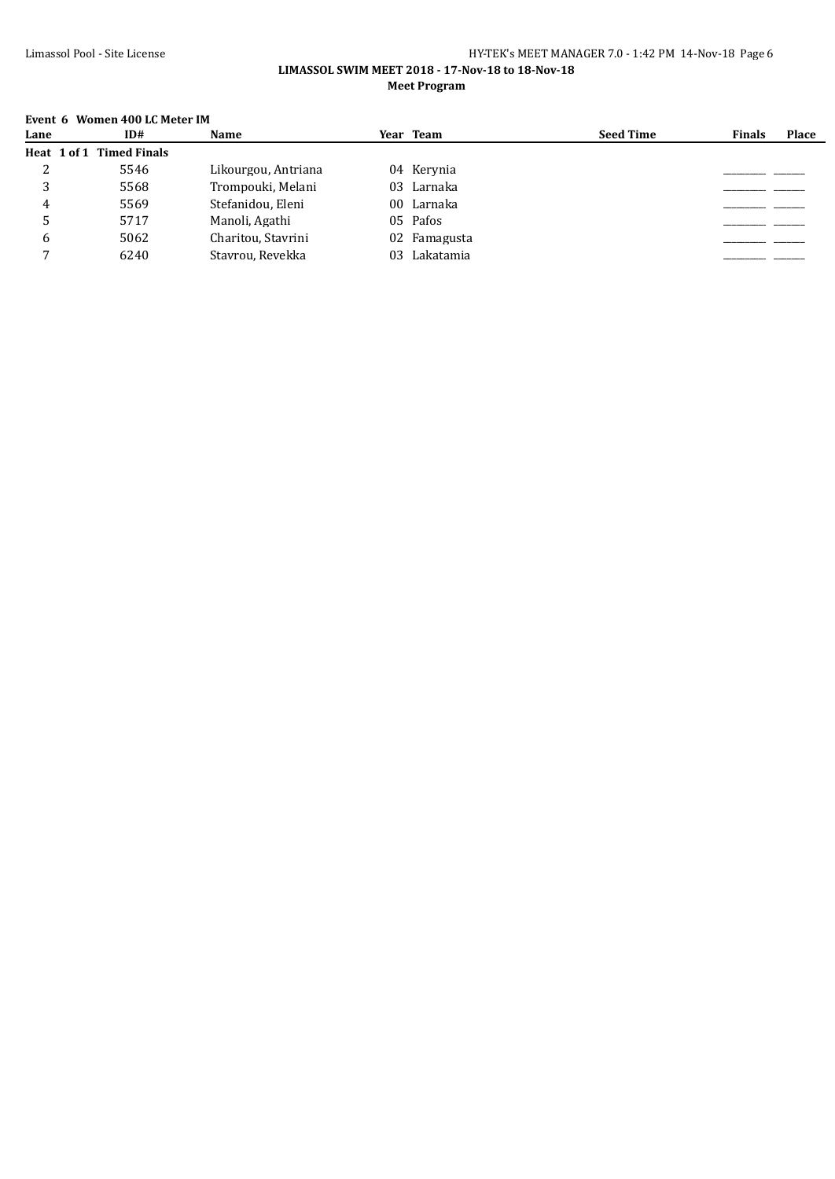**LIMASSOL SWIM MEET 2018 - 17-Nov-18 to 18-Nov-18**

**Meet Program**

**Event 6 Women 400 LC Meter IM**

| Lane | ID# | Name | Year | Team | Seed Time | Finals | Place |
|---|---|---|---|---|---|---|---|
| **Heat 1 of 1 Timed Finals** | | | | | | | |
| 2 | 5546 | Likourgou, Antriana | 04 | Kerynia | | _________ | _______ |
| 3 | 5568 | Trompouki, Melani | 03 | Larnaka | | _________ | _______ |
| 4 | 5569 | Stefanidou, Eleni | 00 | Larnaka | | _________ | _______ |
| 5 | 5717 | Manoli, Agathi | 05 | Pafos | | _________ | _______ |
| 6 | 5062 | Charitou, Stavrini | 02 | Famagusta | | _________ | _______ |
| 7 | 6240 | Stavrou, Revekka | 03 | Lakatamia | | _________ | _______ |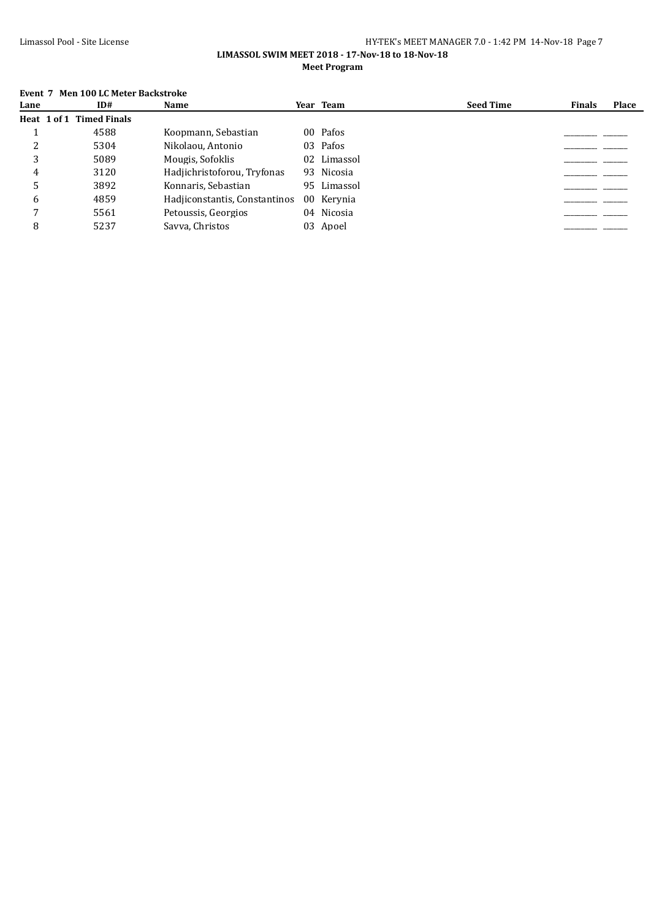**LIMASSOL SWIM MEET 2018 - 17-Nov-18 to 18-Nov-18**

**Meet Program**

**Event 7 Men 100 LC Meter Backstroke**

| Lane | ID# | Name | Year | Team | Seed Time | Finals | Place |
|---|---|---|---|---|---|---|---|
| **Heat 1 of 1 Timed Finals** | | | | | | | |
| 1 | 4588 | Koopmann, Sebastian | 00 | Pafos | | _______ | _____ |
| 2 | 5304 | Nikolaou, Antonio | 03 | Pafos | | _______ | _____ |
| 3 | 5089 | Mougis, Sofoklis | 02 | Limassol | | _______ | _____ |
| 4 | 3120 | Hadjichristoforou, Tryfonas | 93 | Nicosia | | _______ | _____ |
| 5 | 3892 | Konnaris, Sebastian | 95 | Limassol | | _______ | _____ |
| 6 | 4859 | Hadjiconstantis, Constantinos | 00 | Kerynia | | _______ | _____ |
| 7 | 5561 | Petoussis, Georgios | 04 | Nicosia | | _______ | _____ |
| 8 | 5237 | Savva, Christos | 03 | Apoel | | _______ | _____ |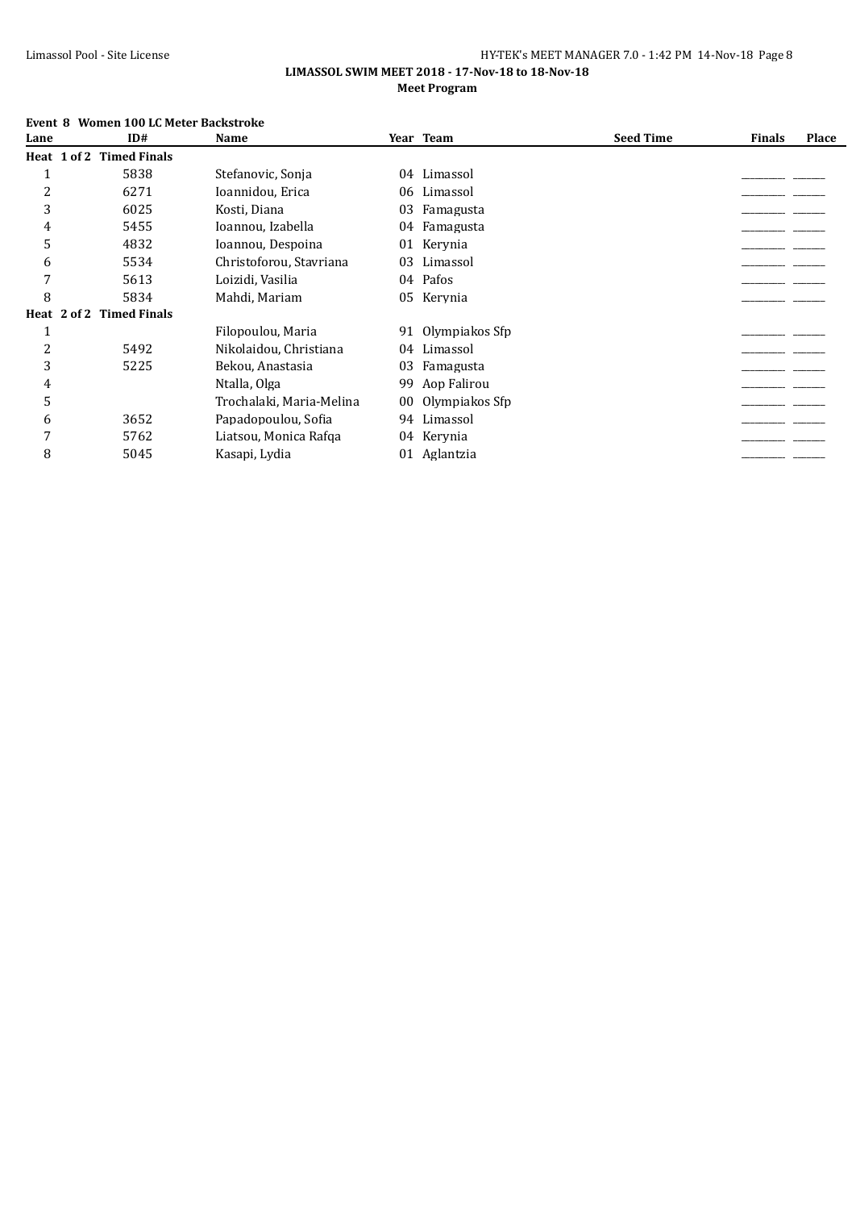**LIMASSOL SWIM MEET 2018 - 17-Nov-18 to 18-Nov-18**

**Meet Program**

**Event 8 Women 100 LC Meter Backstroke**

| Lane | ID# | Name | Year | Team | Seed Time | Finals | Place |
|---|---|---|---|---|---|---|---|
| **Heat 1 of 2 Timed Finals** | | | | | | | |
| 1 | 5838 | Stefanovic, Sonja | 04 | Limassol | | _________ | _______ |
| 2 | 6271 | Ioannidou, Erica | 06 | Limassol | | _________ | _______ |
| 3 | 6025 | Kosti, Diana | 03 | Famagusta | | _________ | _______ |
| 4 | 5455 | Ioannou, Izabella | 04 | Famagusta | | _________ | _______ |
| 5 | 4832 | Ioannou, Despoina | 01 | Kerynia | | _________ | _______ |
| 6 | 5534 | Christoforou, Stavriana | 03 | Limassol | | _________ | _______ |
| 7 | 5613 | Loizidi, Vasilia | 04 | Pafos | | _________ | _______ |
| 8 | 5834 | Mahdi, Mariam | 05 | Kerynia | | _________ | _______ |
| **Heat 2 of 2 Timed Finals** | | | | | | | |
| 1 | | Filopoulou, Maria | 91 | Olympiakos Sfp | | _________ | _______ |
| 2 | 5492 | Nikolaidou, Christiana | 04 | Limassol | | _________ | _______ |
| 3 | 5225 | Bekou, Anastasia | 03 | Famagusta | | _________ | _______ |
| 4 | | Ntalla, Olga | 99 | Aop Falirou | | _________ | _______ |
| 5 | | Trochalaki, Maria-Melina | 00 | Olympiakos Sfp | | _________ | _______ |
| 6 | 3652 | Papadopoulou, Sofia | 94 | Limassol | | _________ | _______ |
| 7 | 5762 | Liatsou, Monica Rafqa | 04 | Kerynia | | _________ | _______ |
| 8 | 5045 | Kasapi, Lydia | 01 | Aglantzia | | _________ | _______ |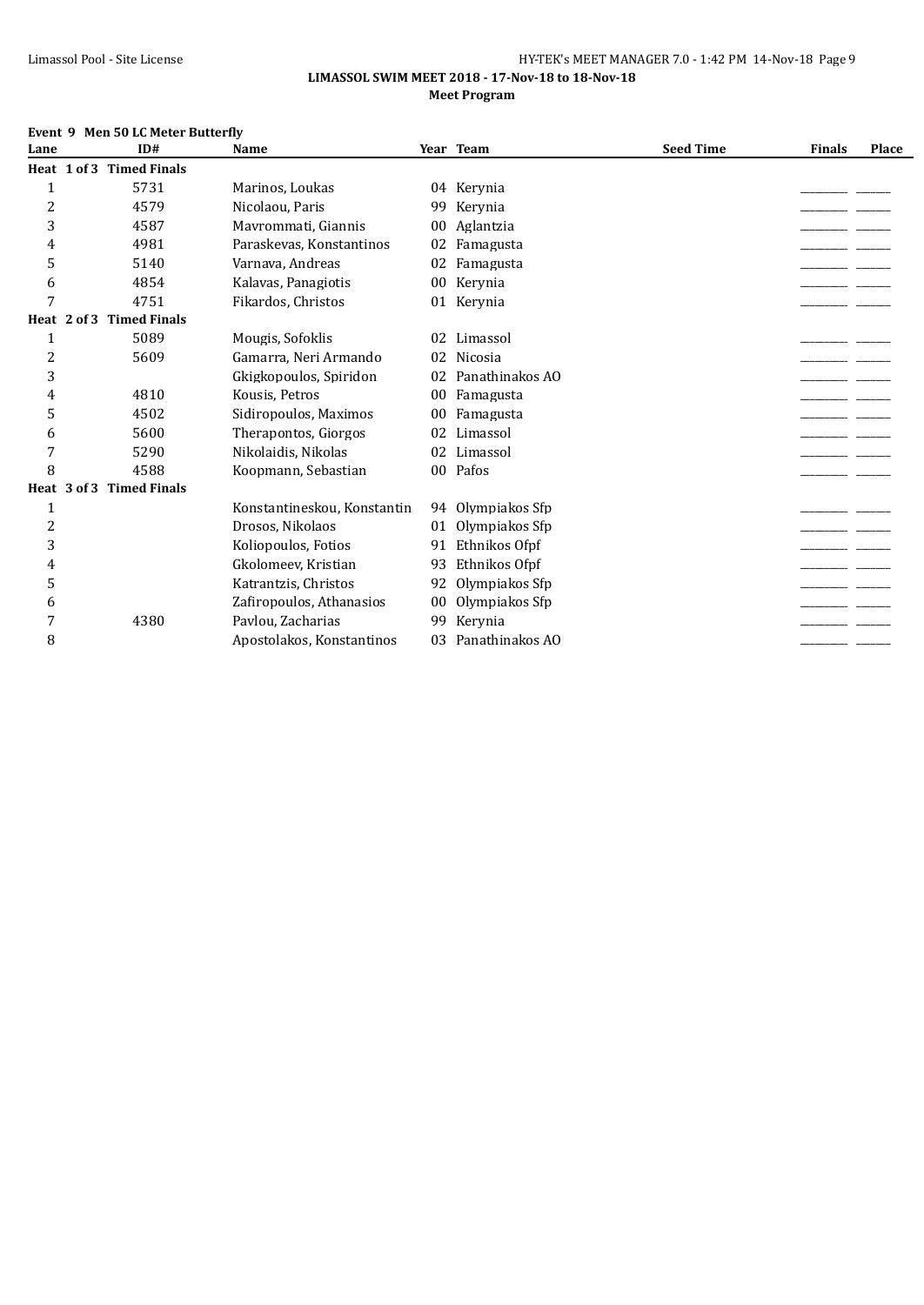**LIMASSOL SWIM MEET 2018 - 17-Nov-18 to 18-Nov-18**

**Meet Program**

**Event 9 Men 50 LC Meter Butterfly**

| Lane | ID# | Name | Year | Team | Seed Time | Finals | Place |
|---|---|---|---|---|---|---|---|
| **Heat 1 of 3 Timed Finals** | | | | | | | |
| 1 | 5731 | Marinos, Loukas | 04 | Kerynia | | _______ | ______ |
| 2 | 4579 | Nicolaou, Paris | 99 | Kerynia | | _______ | ______ |
| 3 | 4587 | Mavrommati, Giannis | 00 | Aglantzia | | _______ | ______ |
| 4 | 4981 | Paraskevas, Konstantinos | 02 | Famagusta | | _______ | ______ |
| 5 | 5140 | Varnava, Andreas | 02 | Famagusta | | _______ | ______ |
| 6 | 4854 | Kalavas, Panagiotis | 00 | Kerynia | | _______ | ______ |
| 7 | 4751 | Fikardos, Christos | 01 | Kerynia | | _______ | ______ |
| **Heat 2 of 3 Timed Finals** | | | | | | | |
| 1 | 5089 | Mougis, Sofoklis | 02 | Limassol | | _______ | ______ |
| 2 | 5609 | Gamarra, Neri Armando | 02 | Nicosia | | _______ | ______ |
| 3 | | Gkigkopoulos, Spiridon | 02 | Panathinakos AO | | _______ | ______ |
| 4 | 4810 | Kousis, Petros | 00 | Famagusta | | _______ | ______ |
| 5 | 4502 | Sidiropoulos, Maximos | 00 | Famagusta | | _______ | ______ |
| 6 | 5600 | Therapontos, Giorgos | 02 | Limassol | | _______ | ______ |
| 7 | 5290 | Nikolaidis, Nikolas | 02 | Limassol | | _______ | ______ |
| 8 | 4588 | Koopmann, Sebastian | 00 | Pafos | | _______ | ______ |
| **Heat 3 of 3 Timed Finals** | | | | | | | |
| 1 | | Konstantineskou, Konstantin | 94 | Olympiakos Sfp | | _______ | ______ |
| 2 | | Drosos, Nikolaos | 01 | Olympiakos Sfp | | _______ | ______ |
| 3 | | Koliopoulos, Fotios | 91 | Ethnikos Ofpf | | _______ | ______ |
| 4 | | Gkolomeev, Kristian | 93 | Ethnikos Ofpf | | _______ | ______ |
| 5 | | Katrantzis, Christos | 92 | Olympiakos Sfp | | _______ | ______ |
| 6 | | Zafiropoulos, Athanasios | 00 | Olympiakos Sfp | | _______ | ______ |
| 7 | 4380 | Pavlou, Zacharias | 99 | Kerynia | | _______ | ______ |
| 8 | | Apostolakos, Konstantinos | 03 | Panathinakos AO | | _______ | ______ |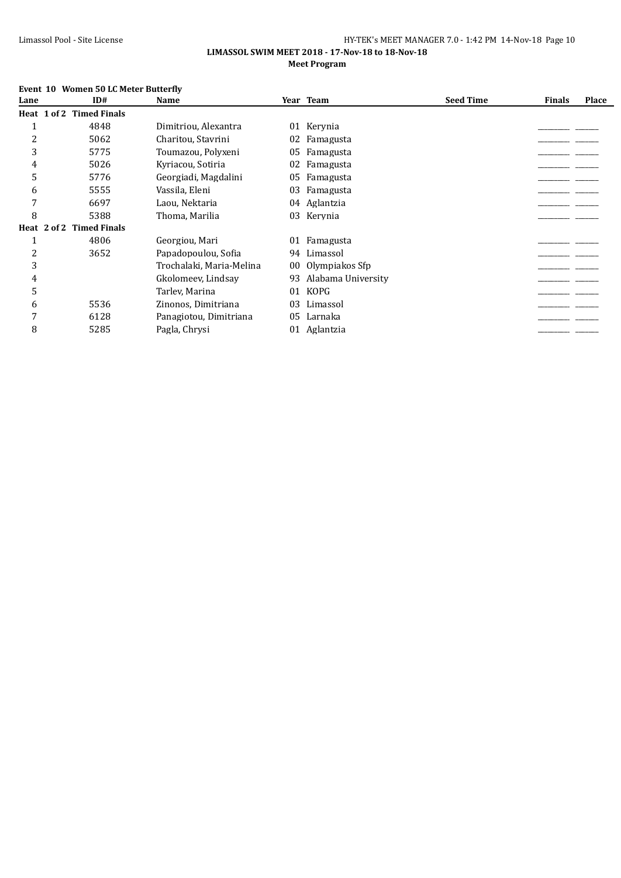# LIMASSOL SWIM MEET 2018 - 17-Nov-18 to 18-Nov-18

## Meet Program

### Event 10 Women 50 LC Meter Butterfly

| Lane | ID# | Name | Year | Team | Seed Time | Finals | Place |
|---|---|---|---|---|---|---|---|
| **Heat 1 of 2 Timed Finals** | | | | | | | |
| 1 | 4848 | Dimitriou, Alexantra | 01 | Kerynia | | _______ | _______ |
| 2 | 5062 | Charitou, Stavrini | 02 | Famagusta | | _______ | _______ |
| 3 | 5775 | Toumazou, Polyxeni | 05 | Famagusta | | _______ | _______ |
| 4 | 5026 | Kyriacou, Sotiria | 02 | Famagusta | | _______ | _______ |
| 5 | 5776 | Georgiadi, Magdalini | 05 | Famagusta | | _______ | _______ |
| 6 | 5555 | Vassila, Eleni | 03 | Famagusta | | _______ | _______ |
| 7 | 6697 | Laou, Nektaria | 04 | Aglantzia | | _______ | _______ |
| 8 | 5388 | Thoma, Marilia | 03 | Kerynia | | _______ | _______ |
| **Heat 2 of 2 Timed Finals** | | | | | | | |
| 1 | 4806 | Georgiou, Mari | 01 | Famagusta | | _______ | _______ |
| 2 | 3652 | Papadopoulou, Sofia | 94 | Limassol | | _______ | _______ |
| 3 | | Trochalaki, Maria-Melina | 00 | Olympiakos Sfp | | _______ | _______ |
| 4 | | Gkolomeev, Lindsay | 93 | Alabama University | | _______ | _______ |
| 5 | | Tarlev, Marina | 01 | KOPG | | _______ | _______ |
| 6 | 5536 | Zinonos, Dimitriana | 03 | Limassol | | _______ | _______ |
| 7 | 6128 | Panagiotou, Dimitriana | 05 | Larnaka | | _______ | _______ |
| 8 | 5285 | Pagla, Chrysi | 01 | Aglantzia | | _______ | _______ |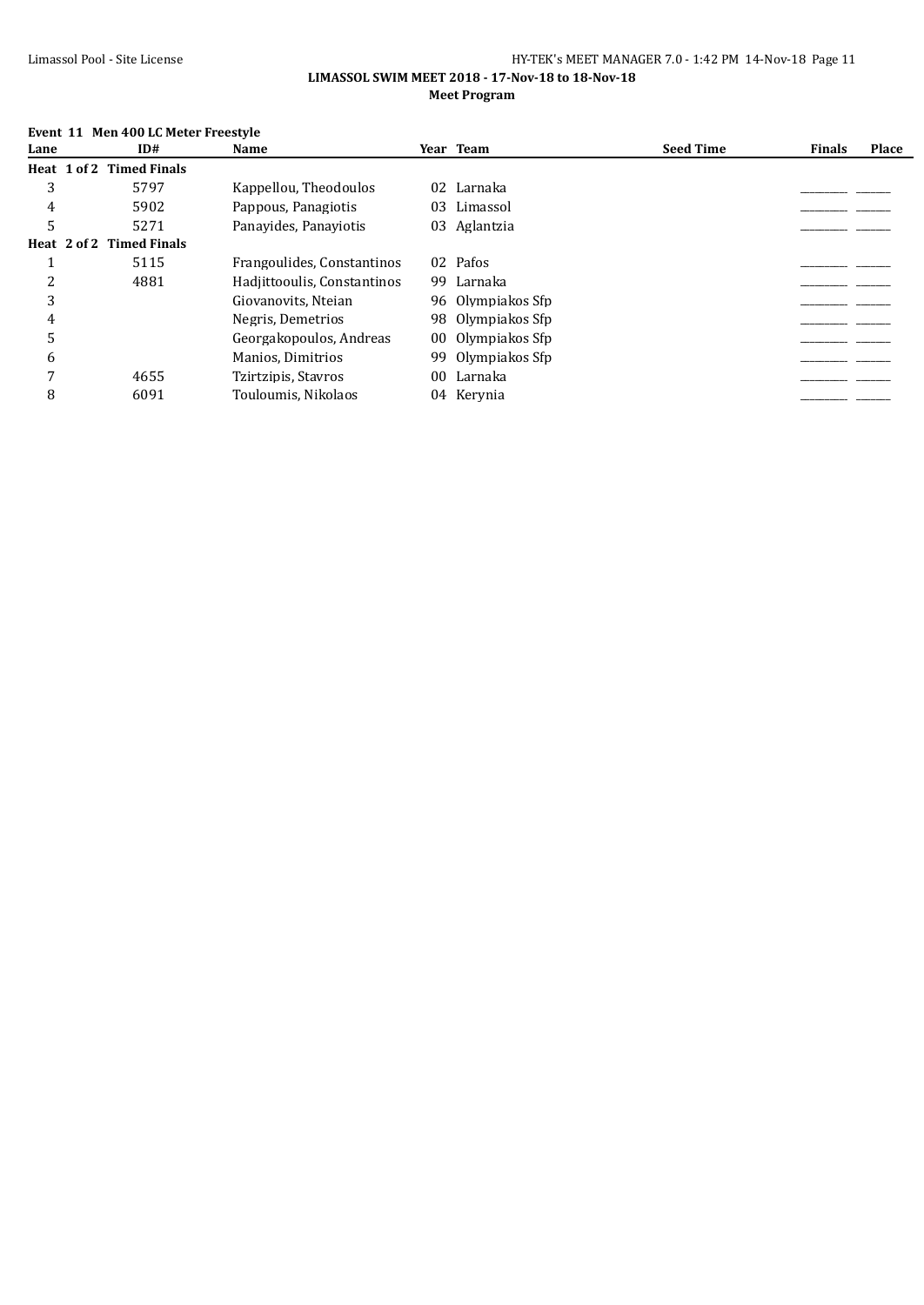**LIMASSOL SWIM MEET 2018 - 17-Nov-18 to 18-Nov-18**

**Meet Program**

**Event 11 Men 400 LC Meter Freestyle**

| Lane | ID# | Name | Year | Team | Seed Time | Finals | Place |
|---|---|---|---|---|---|---|---|
| **Heat 1 of 2 Timed Finals** | | | | | | | |
| 3 | 5797 | Kappellou, Theodoulos | 02 | Larnaka | | _______ | _____ |
| 4 | 5902 | Pappous, Panagiotis | 03 | Limassol | | _______ | _____ |
| 5 | 5271 | Panayides, Panayiotis | 03 | Aglantzia | | _______ | _____ |
| **Heat 2 of 2 Timed Finals** | | | | | | | |
| 1 | 5115 | Frangoulides, Constantinos | 02 | Pafos | | _______ | _____ |
| 2 | 4881 | Hadjittooulis, Constantinos | 99 | Larnaka | | _______ | _____ |
| 3 | | Giovanovits, Nteian | 96 | Olympiakos Sfp | | _______ | _____ |
| 4 | | Negris, Demetrios | 98 | Olympiakos Sfp | | _______ | _____ |
| 5 | | Georgakopoulos, Andreas | 00 | Olympiakos Sfp | | _______ | _____ |
| 6 | | Manios, Dimitrios | 99 | Olympiakos Sfp | | _______ | _____ |
| 7 | 4655 | Tzirtzipis, Stavros | 00 | Larnaka | | _______ | _____ |
| 8 | 6091 | Touloumis, Nikolaos | 04 | Kerynia | | _______ | _____ |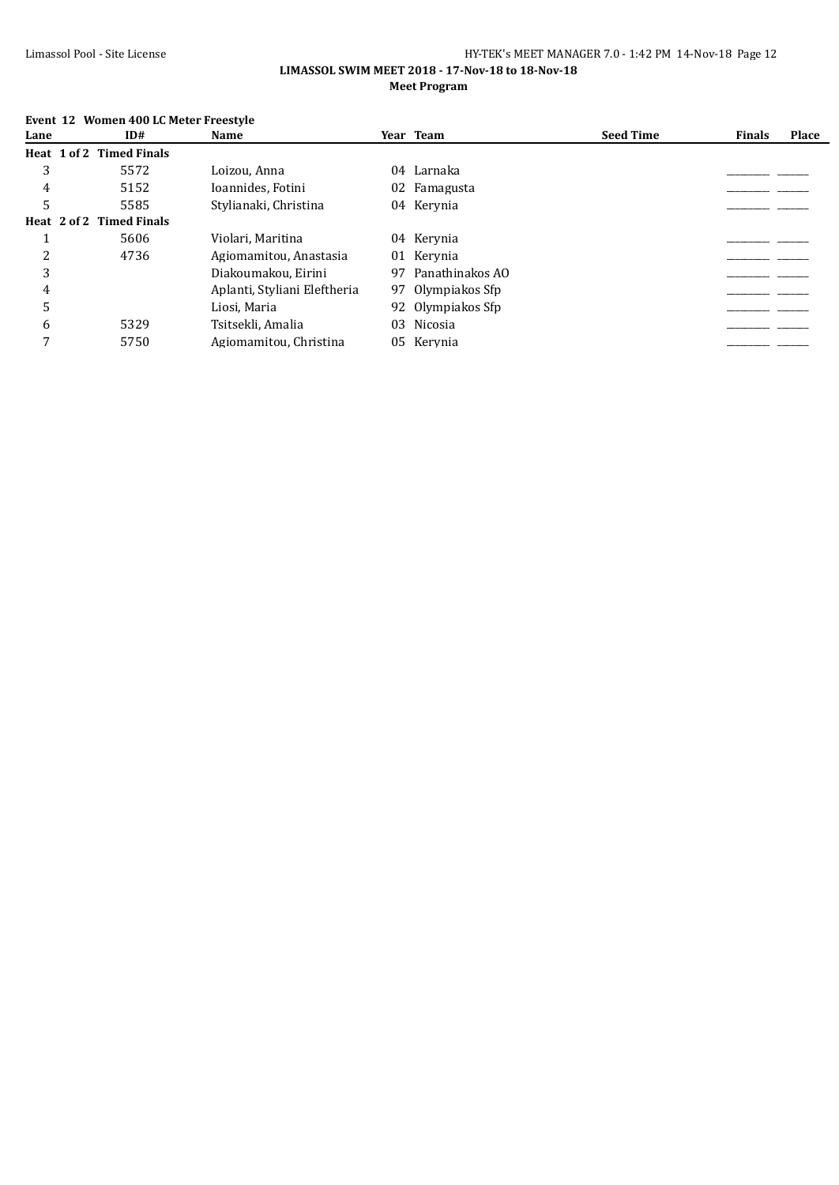**LIMASSOL SWIM MEET 2018 - 17-Nov-18 to 18-Nov-18**

**Meet Program**

**Event 12 Women 400 LC Meter Freestyle**

| Lane | ID# | Name | Year | Team | Seed Time | Finals | Place |
|---|---|---|---|---|---|---|---|
| **Heat 1 of 2 Timed Finals** | | | | | | | |
| 3 | 5572 | Loizou, Anna | 04 | Larnaka | | _______ | _____ |
| 4 | 5152 | Ioannides, Fotini | 02 | Famagusta | | _______ | _____ |
| 5 | 5585 | Stylianaki, Christina | 04 | Kerynia | | _______ | _____ |
| **Heat 2 of 2 Timed Finals** | | | | | | | |
| 1 | 5606 | Violari, Maritina | 04 | Kerynia | | _______ | _____ |
| 2 | 4736 | Agiomamitou, Anastasia | 01 | Kerynia | | _______ | _____ |
| 3 | | Diakoumakou, Eirini | 97 | Panathinakos AO | | _______ | _____ |
| 4 | | Aplanti, Styliani Eleftheria | 97 | Olympiakos Sfp | | _______ | _____ |
| 5 | | Liosi, Maria | 92 | Olympiakos Sfp | | _______ | _____ |
| 6 | 5329 | Tsitsekli, Amalia | 03 | Nicosia | | _______ | _____ |
| 7 | 5750 | Agiomamitou, Christina | 05 | Kerynia | | _______ | _____ |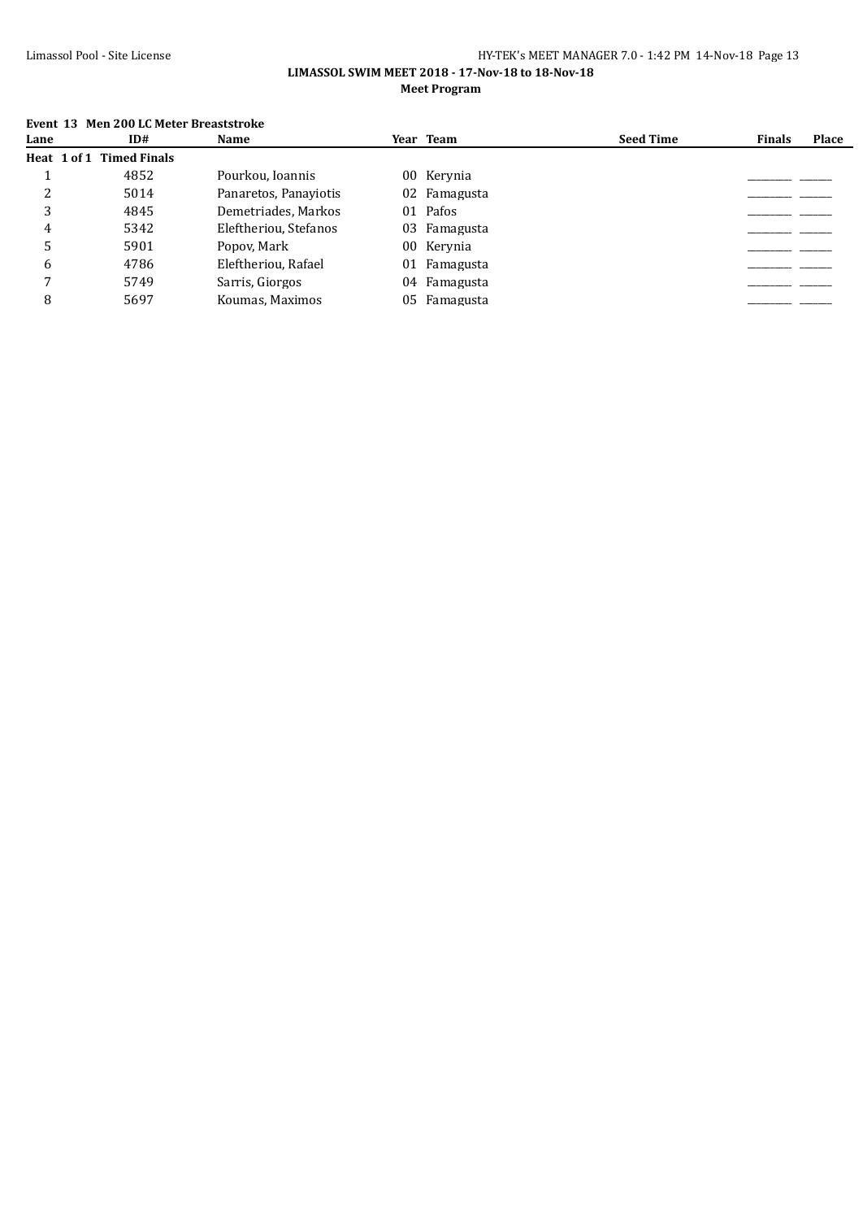**LIMASSOL SWIM MEET 2018 - 17-Nov-18 to 18-Nov-18**

**Meet Program**

**Event 13 Men 200 LC Meter Breaststroke**

| Lane | ID# | Name | Year | Team | Seed Time | Finals | Place |
|---|---|---|---|---|---|---|---|
| **Heat 1 of 1 Timed Finals** | | | | | | | |
| 1 | 4852 | Pourkou, Ioannis | 00 | Kerynia | | _______ | _____ |
| 2 | 5014 | Panaretos, Panayiotis | 02 | Famagusta | | _______ | _____ |
| 3 | 4845 | Demetriades, Markos | 01 | Pafos | | _______ | _____ |
| 4 | 5342 | Eleftheriou, Stefanos | 03 | Famagusta | | _______ | _____ |
| 5 | 5901 | Popov, Mark | 00 | Kerynia | | _______ | _____ |
| 6 | 4786 | Eleftheriou, Rafael | 01 | Famagusta | | _______ | _____ |
| 7 | 5749 | Sarris, Giorgos | 04 | Famagusta | | _______ | _____ |
| 8 | 5697 | Koumas, Maximos | 05 | Famagusta | | _______ | _____ |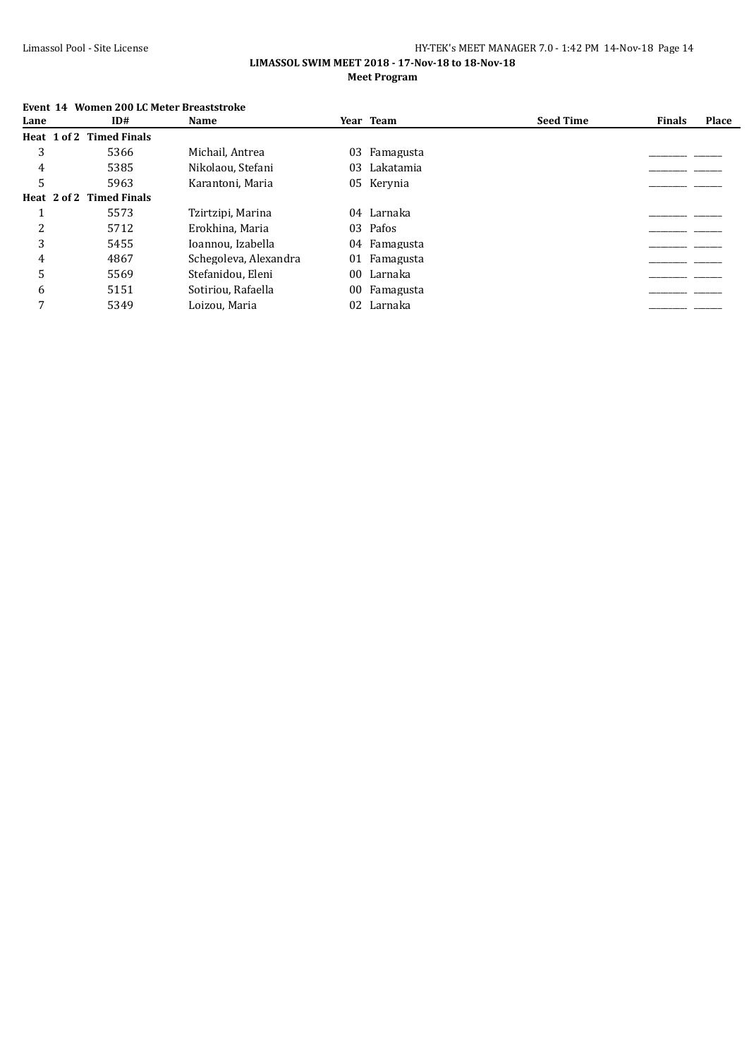**LIMASSOL SWIM MEET 2018 - 17-Nov-18 to 18-Nov-18**

**Meet Program**

**Event 14 Women 200 LC Meter Breaststroke**

| Lane | ID# | Name | Year | Team | Seed Time | Finals | Place |
|---|---|---|---|---|---|---|---|
| **Heat 1 of 2 Timed Finals** | | | | | | | |
| 3 | 5366 | Michail, Antrea | 03 | Famagusta | | _______ | _____ |
| 4 | 5385 | Nikolaou, Stefani | 03 | Lakatamia | | _______ | _____ |
| 5 | 5963 | Karantoni, Maria | 05 | Kerynia | | _______ | _____ |
| **Heat 2 of 2 Timed Finals** | | | | | | | |
| 1 | 5573 | Tzirtzipi, Marina | 04 | Larnaka | | _______ | _____ |
| 2 | 5712 | Erokhina, Maria | 03 | Pafos | | _______ | _____ |
| 3 | 5455 | Ioannou, Izabella | 04 | Famagusta | | _______ | _____ |
| 4 | 4867 | Schegoleva, Alexandra | 01 | Famagusta | | _______ | _____ |
| 5 | 5569 | Stefanidou, Eleni | 00 | Larnaka | | _______ | _____ |
| 6 | 5151 | Sotiriou, Rafaella | 00 | Famagusta | | _______ | _____ |
| 7 | 5349 | Loizou, Maria | 02 | Larnaka | | _______ | _____ |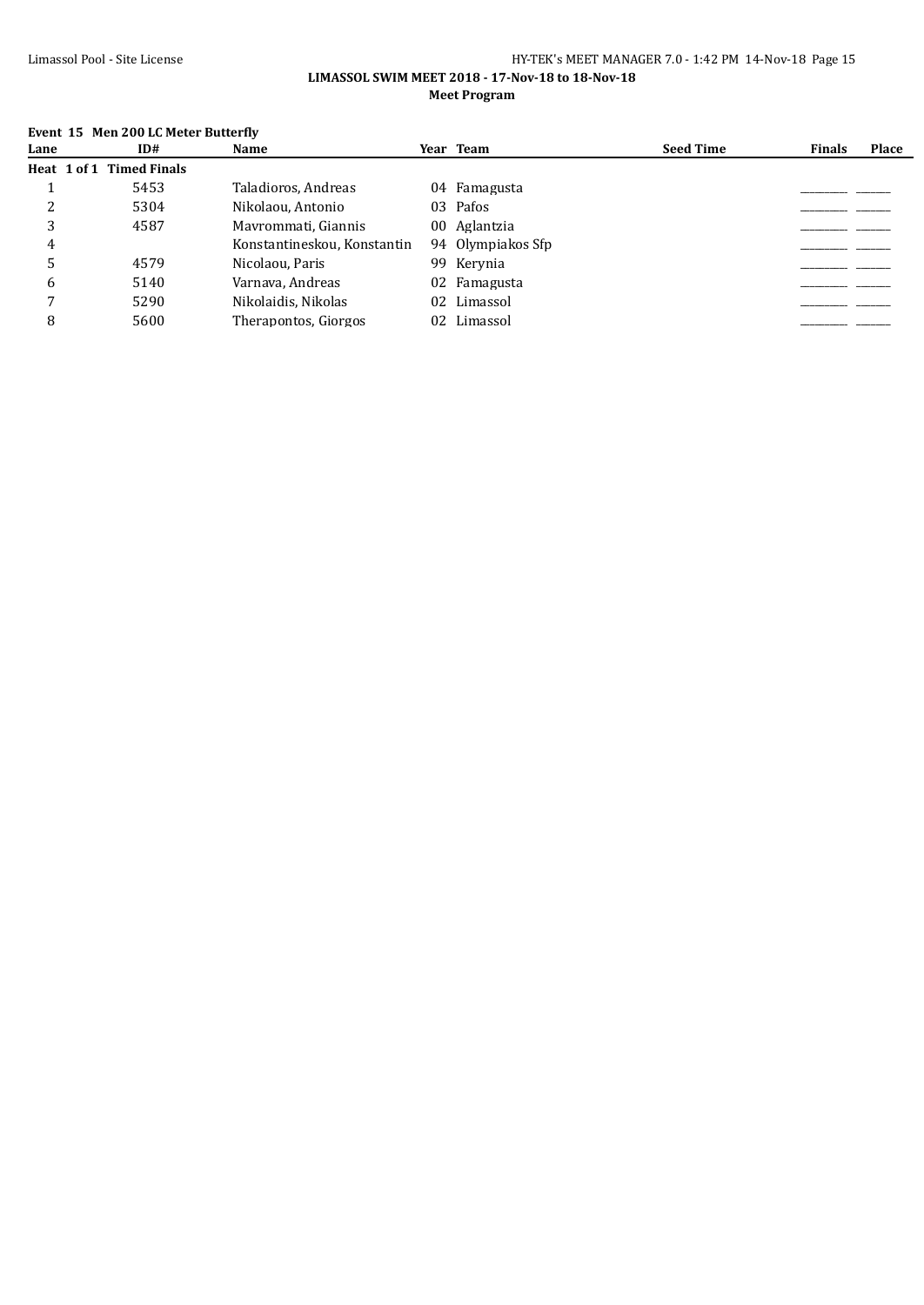**LIMASSOL SWIM MEET 2018 - 17-Nov-18 to 18-Nov-18**

**Meet Program**

**Event 15 Men 200 LC Meter Butterfly**

| Lane | ID# | Name | Year | Team | Seed Time | Finals | Place |
|---|---|---|---|---|---|---|---|
| **Heat 1 of 1 Timed Finals** | | | | | | | |
| 1 | 5453 | Taladioros, Andreas | 04 | Famagusta | | _______ | _____ |
| 2 | 5304 | Nikolaou, Antonio | 03 | Pafos | | _______ | _____ |
| 3 | 4587 | Mavrommati, Giannis | 00 | Aglantzia | | _______ | _____ |
| 4 | | Konstantineskou, Konstantin | 94 | Olympiakos Sfp | | _______ | _____ |
| 5 | 4579 | Nicolaou, Paris | 99 | Kerynia | | _______ | _____ |
| 6 | 5140 | Varnava, Andreas | 02 | Famagusta | | _______ | _____ |
| 7 | 5290 | Nikolaidis, Nikolas | 02 | Limassol | | _______ | _____ |
| 8 | 5600 | Therapontos, Giorgos | 02 | Limassol | | _______ | _____ |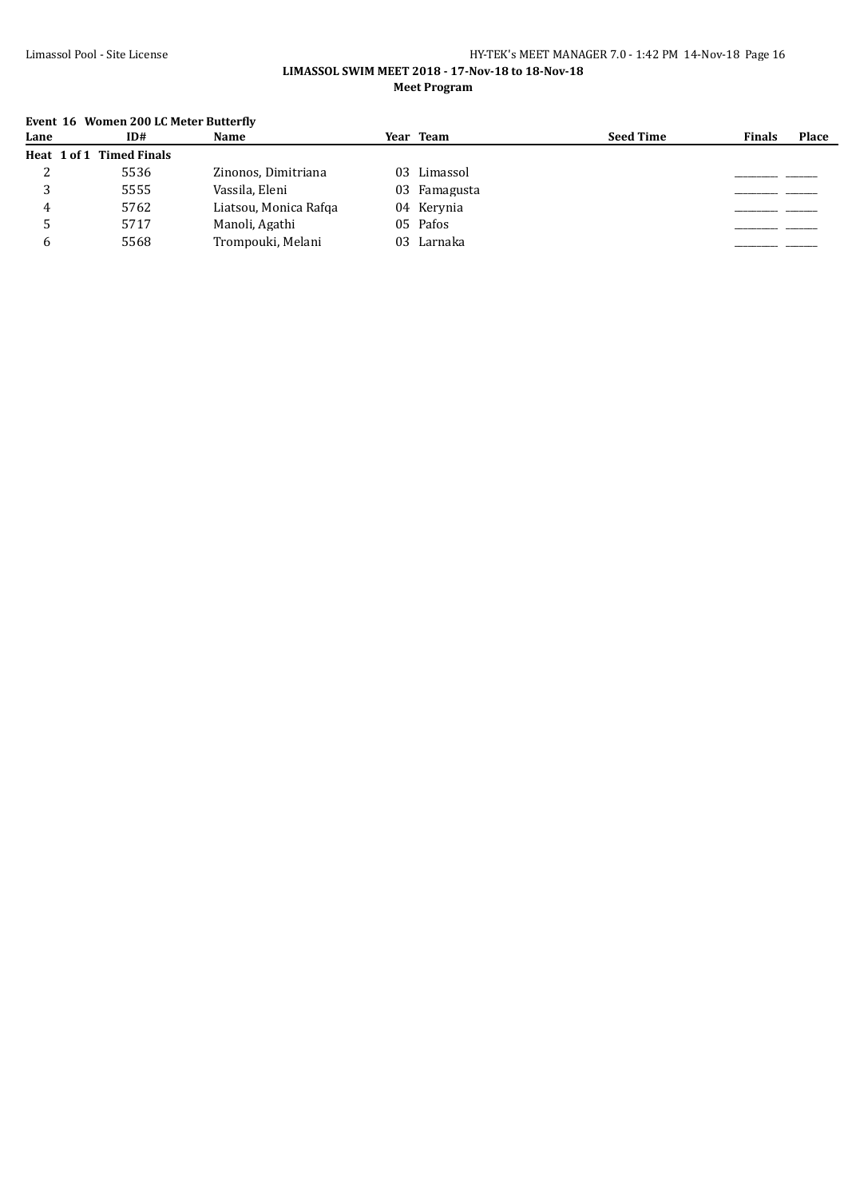**LIMASSOL SWIM MEET 2018 - 17-Nov-18 to 18-Nov-18**

**Meet Program**

**Event 16 Women 200 LC Meter Butterfly**

| Lane | ID# | Name | Year | Team | Seed Time | Finals | Place |
|---|---|---|---|---|---|---|---|
| **Heat 1 of 1 Timed Finals** | | | | | | | |
| 2 | 5536 | Zinonos, Dimitriana | 03 | Limassol | | _________ | ______ |
| 3 | 5555 | Vassila, Eleni | 03 | Famagusta | | _________ | ______ |
| 4 | 5762 | Liatsou, Monica Rafqa | 04 | Kerynia | | _________ | ______ |
| 5 | 5717 | Manoli, Agathi | 05 | Pafos | | _________ | ______ |
| 6 | 5568 | Trompouki, Melani | 03 | Larnaka | | _________ | ______ |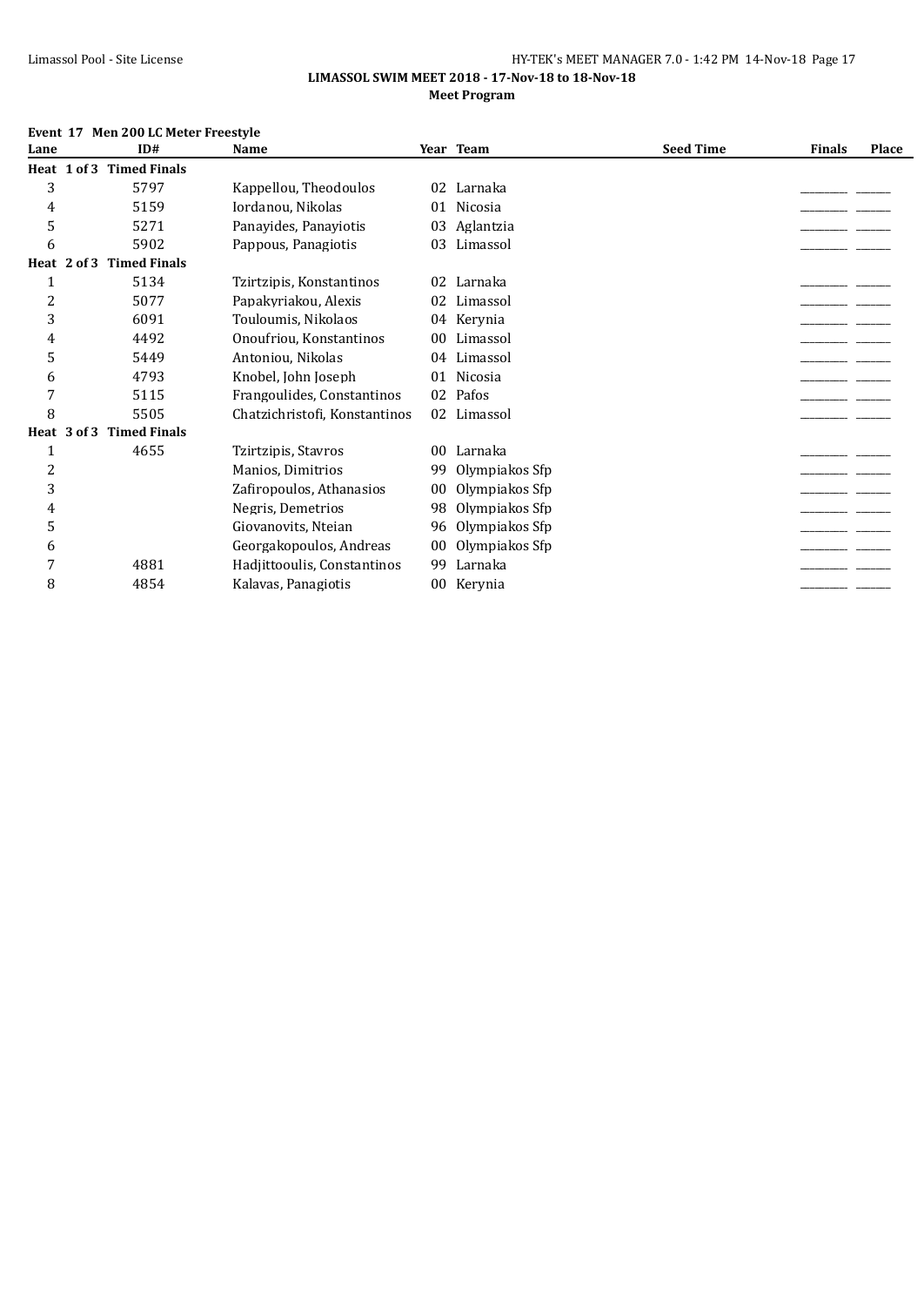**LIMASSOL SWIM MEET 2018 - 17-Nov-18 to 18-Nov-18**

**Meet Program**

**Event 17 Men 200 LC Meter Freestyle**

| Lane | ID# | Name | Year | Team | Seed Time | Finals | Place |
|---|---|---|---|---|---|---|---|
| **Heat 1 of 3 Timed Finals** | | | | | | | |
| 3 | 5797 | Kappellou, Theodoulos | 02 | Larnaka | | ________ | ______ |
| 4 | 5159 | Iordanou, Nikolas | 01 | Nicosia | | ________ | ______ |
| 5 | 5271 | Panayides, Panayiotis | 03 | Aglantzia | | ________ | ______ |
| 6 | 5902 | Pappous, Panagiotis | 03 | Limassol | | ________ | ______ |
| **Heat 2 of 3 Timed Finals** | | | | | | | |
| 1 | 5134 | Tzirtzipis, Konstantinos | 02 | Larnaka | | ________ | ______ |
| 2 | 5077 | Papakyriakou, Alexis | 02 | Limassol | | ________ | ______ |
| 3 | 6091 | Touloumis, Nikolaos | 04 | Kerynia | | ________ | ______ |
| 4 | 4492 | Onoufriou, Konstantinos | 00 | Limassol | | ________ | ______ |
| 5 | 5449 | Antoniou, Nikolas | 04 | Limassol | | ________ | ______ |
| 6 | 4793 | Knobel, John Joseph | 01 | Nicosia | | ________ | ______ |
| 7 | 5115 | Frangoulides, Constantinos | 02 | Pafos | | ________ | ______ |
| 8 | 5505 | Chatzichristofi, Konstantinos | 02 | Limassol | | ________ | ______ |
| **Heat 3 of 3 Timed Finals** | | | | | | | |
| 1 | 4655 | Tzirtzipis, Stavros | 00 | Larnaka | | ________ | ______ |
| 2 | | Manios, Dimitrios | 99 | Olympiakos Sfp | | ________ | ______ |
| 3 | | Zafiropoulos, Athanasios | 00 | Olympiakos Sfp | | ________ | ______ |
| 4 | | Negris, Demetrios | 98 | Olympiakos Sfp | | ________ | ______ |
| 5 | | Giovanovits, Nteian | 96 | Olympiakos Sfp | | ________ | ______ |
| 6 | | Georgakopoulos, Andreas | 00 | Olympiakos Sfp | | ________ | ______ |
| 7 | 4881 | Hadjittooulis, Constantinos | 99 | Larnaka | | ________ | ______ |
| 8 | 4854 | Kalavas, Panagiotis | 00 | Kerynia | | ________ | ______ |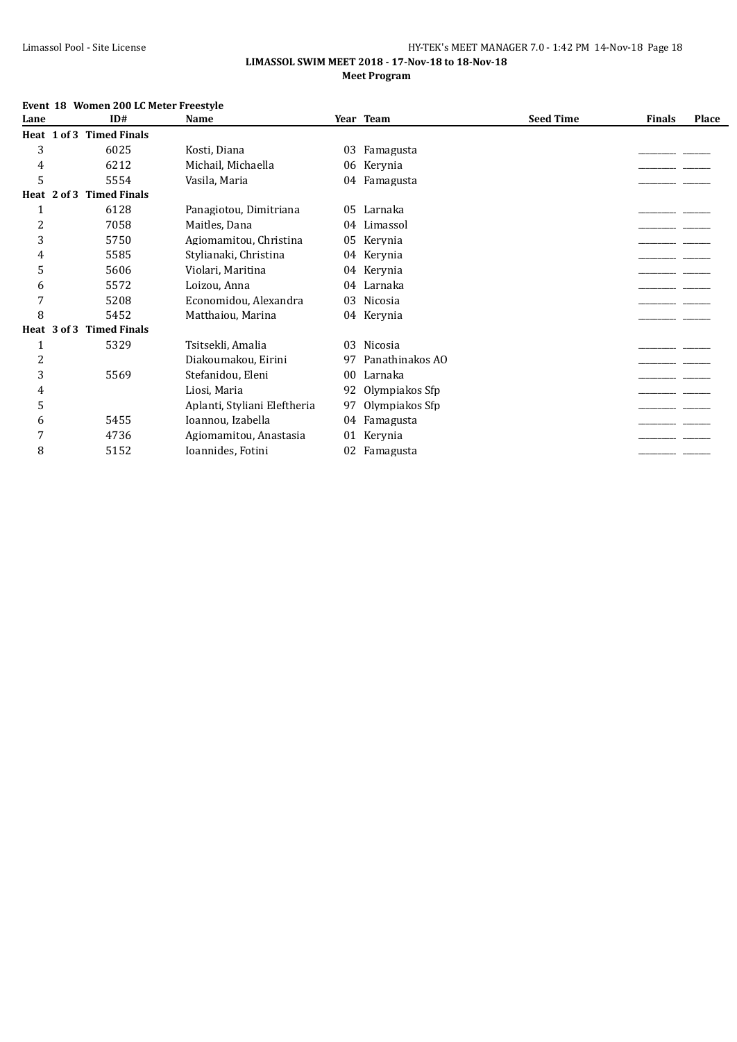**LIMASSOL SWIM MEET 2018 - 17-Nov-18 to 18-Nov-18**

**Meet Program**

**Event 18 Women 200 LC Meter Freestyle**

| Lane | ID# | Name | Year | Team | Seed Time | Finals | Place |
|---|---|---|---|---|---|---|---|
| **Heat 1 of 3 Timed Finals** | | | | | | | |
| 3 | 6025 | Kosti, Diana | 03 | Famagusta | | _______ | _____ |
| 4 | 6212 | Michail, Michaella | 06 | Kerynia | | _______ | _____ |
| 5 | 5554 | Vasila, Maria | 04 | Famagusta | | _______ | _____ |
| **Heat 2 of 3 Timed Finals** | | | | | | | |
| 1 | 6128 | Panagiotou, Dimitriana | 05 | Larnaka | | _______ | _____ |
| 2 | 7058 | Maitles, Dana | 04 | Limassol | | _______ | _____ |
| 3 | 5750 | Agiomamitou, Christina | 05 | Kerynia | | _______ | _____ |
| 4 | 5585 | Stylianaki, Christina | 04 | Kerynia | | _______ | _____ |
| 5 | 5606 | Violari, Maritina | 04 | Kerynia | | _______ | _____ |
| 6 | 5572 | Loizou, Anna | 04 | Larnaka | | _______ | _____ |
| 7 | 5208 | Economidou, Alexandra | 03 | Nicosia | | _______ | _____ |
| 8 | 5452 | Matthaiou, Marina | 04 | Kerynia | | _______ | _____ |
| **Heat 3 of 3 Timed Finals** | | | | | | | |
| 1 | 5329 | Tsitsekli, Amalia | 03 | Nicosia | | _______ | _____ |
| 2 | | Diakoumakou, Eirini | 97 | Panathinakos AO | | _______ | _____ |
| 3 | 5569 | Stefanidou, Eleni | 00 | Larnaka | | _______ | _____ |
| 4 | | Liosi, Maria | 92 | Olympiakos Sfp | | _______ | _____ |
| 5 | | Aplanti, Styliani Eleftheria | 97 | Olympiakos Sfp | | _______ | _____ |
| 6 | 5455 | Ioannou, Izabella | 04 | Famagusta | | _______ | _____ |
| 7 | 4736 | Agiomamitou, Anastasia | 01 | Kerynia | | _______ | _____ |
| 8 | 5152 | Ioannides, Fotini | 02 | Famagusta | | _______ | _____ |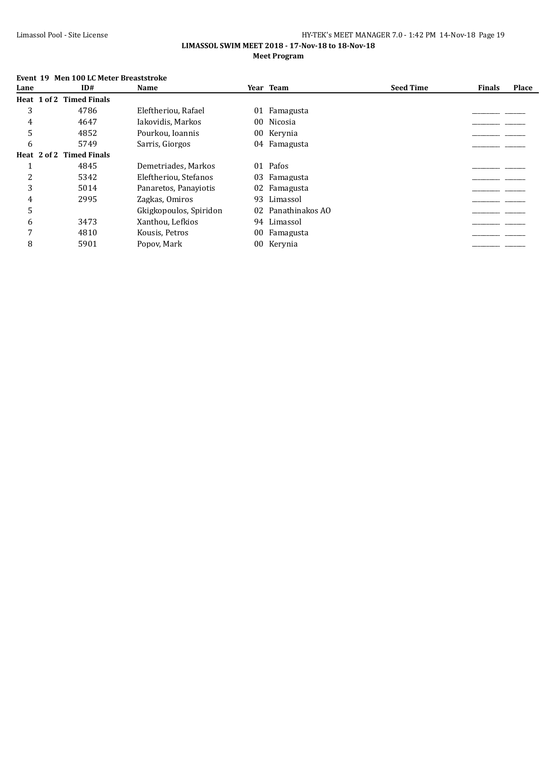**LIMASSOL SWIM MEET 2018 - 17-Nov-18 to 18-Nov-18**

**Meet Program**

**Event 19 Men 100 LC Meter Breaststroke**

| Lane | ID# | Name | Year | Team | Seed Time | Finals | Place |
|---|---|---|---|---|---|---|---|
| **Heat 1 of 2 Timed Finals** | | | | | | | |
| 3 | 4786 | Eleftheriou, Rafael | 01 | Famagusta | | _________ | _______ |
| 4 | 4647 | Iakovidis, Markos | 00 | Nicosia | | _________ | _______ |
| 5 | 4852 | Pourkou, Ioannis | 00 | Kerynia | | _________ | _______ |
| 6 | 5749 | Sarris, Giorgos | 04 | Famagusta | | _________ | _______ |
| **Heat 2 of 2 Timed Finals** | | | | | | | |
| 1 | 4845 | Demetriades, Markos | 01 | Pafos | | _________ | _______ |
| 2 | 5342 | Eleftheriou, Stefanos | 03 | Famagusta | | _________ | _______ |
| 3 | 5014 | Panaretos, Panayiotis | 02 | Famagusta | | _________ | _______ |
| 4 | 2995 | Zagkas, Omiros | 93 | Limassol | | _________ | _______ |
| 5 | | Gkigkopoulos, Spiridon | 02 | Panathinakos AO | | _________ | _______ |
| 6 | 3473 | Xanthou, Lefkios | 94 | Limassol | | _________ | _______ |
| 7 | 4810 | Kousis, Petros | 00 | Famagusta | | _________ | _______ |
| 8 | 5901 | Popov, Mark | 00 | Kerynia | | _________ | _______ |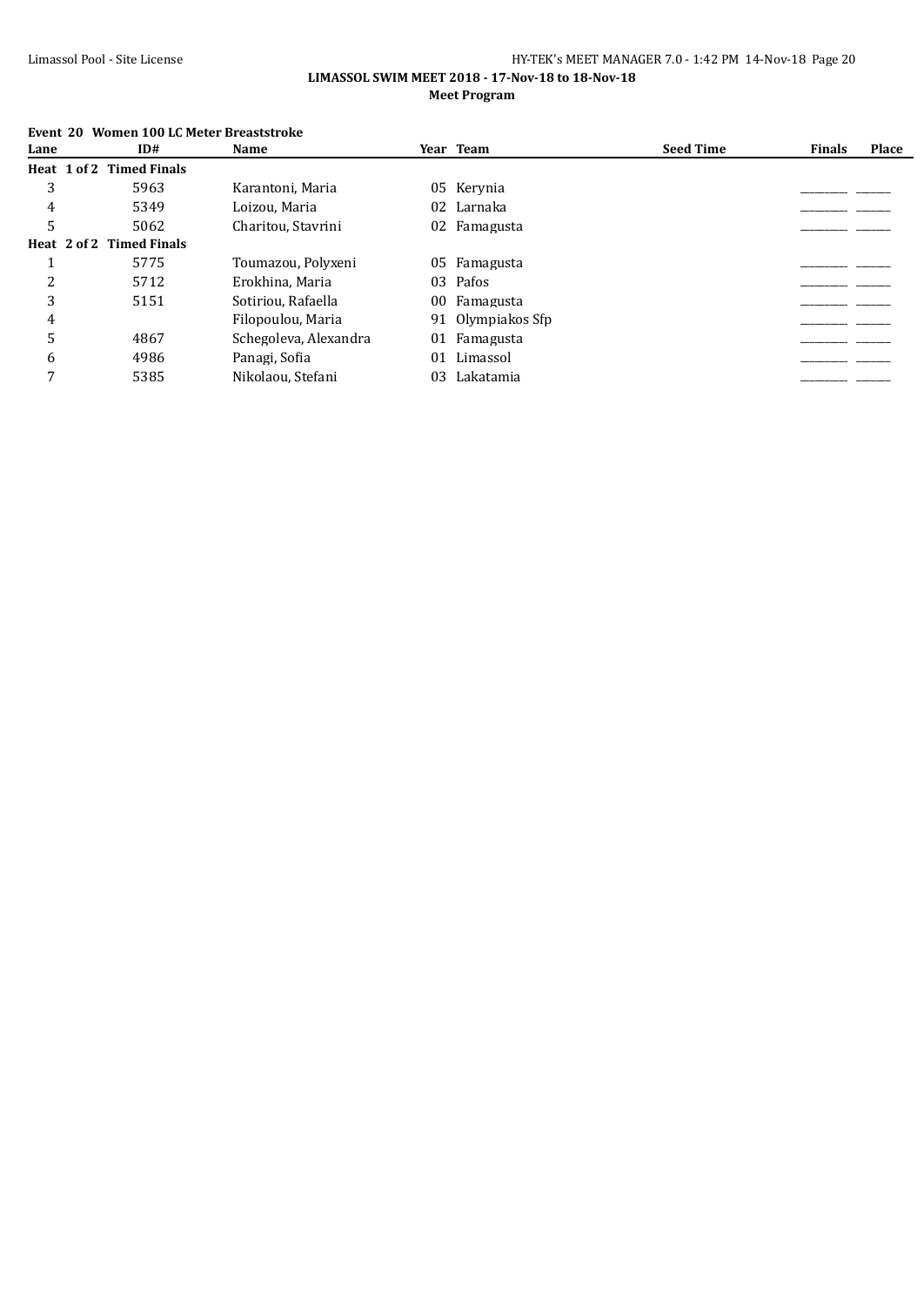**LIMASSOL SWIM MEET 2018 - 17-Nov-18 to 18-Nov-18**

**Meet Program**

**Event 20 Women 100 LC Meter Breaststroke**

| Lane | ID# | Name | Year | Team | Seed Time | Finals | Place |
|---|---|---|---|---|---|---|---|
| **Heat 1 of 2 Timed Finals** | | | | | | | |
| 3 | 5963 | Karantoni, Maria | 05 | Kerynia | | ________ | ______ |
| 4 | 5349 | Loizou, Maria | 02 | Larnaka | | ________ | ______ |
| 5 | 5062 | Charitou, Stavrini | 02 | Famagusta | | ________ | ______ |
| **Heat 2 of 2 Timed Finals** | | | | | | | |
| 1 | 5775 | Toumazou, Polyxeni | 05 | Famagusta | | ________ | ______ |
| 2 | 5712 | Erokhina, Maria | 03 | Pafos | | ________ | ______ |
| 3 | 5151 | Sotiriou, Rafaella | 00 | Famagusta | | ________ | ______ |
| 4 | | Filopoulou, Maria | 91 | Olympiakos Sfp | | ________ | ______ |
| 5 | 4867 | Schegoleva, Alexandra | 01 | Famagusta | | ________ | ______ |
| 6 | 4986 | Panagi, Sofia | 01 | Limassol | | ________ | ______ |
| 7 | 5385 | Nikolaou, Stefani | 03 | Lakatamia | | ________ | ______ |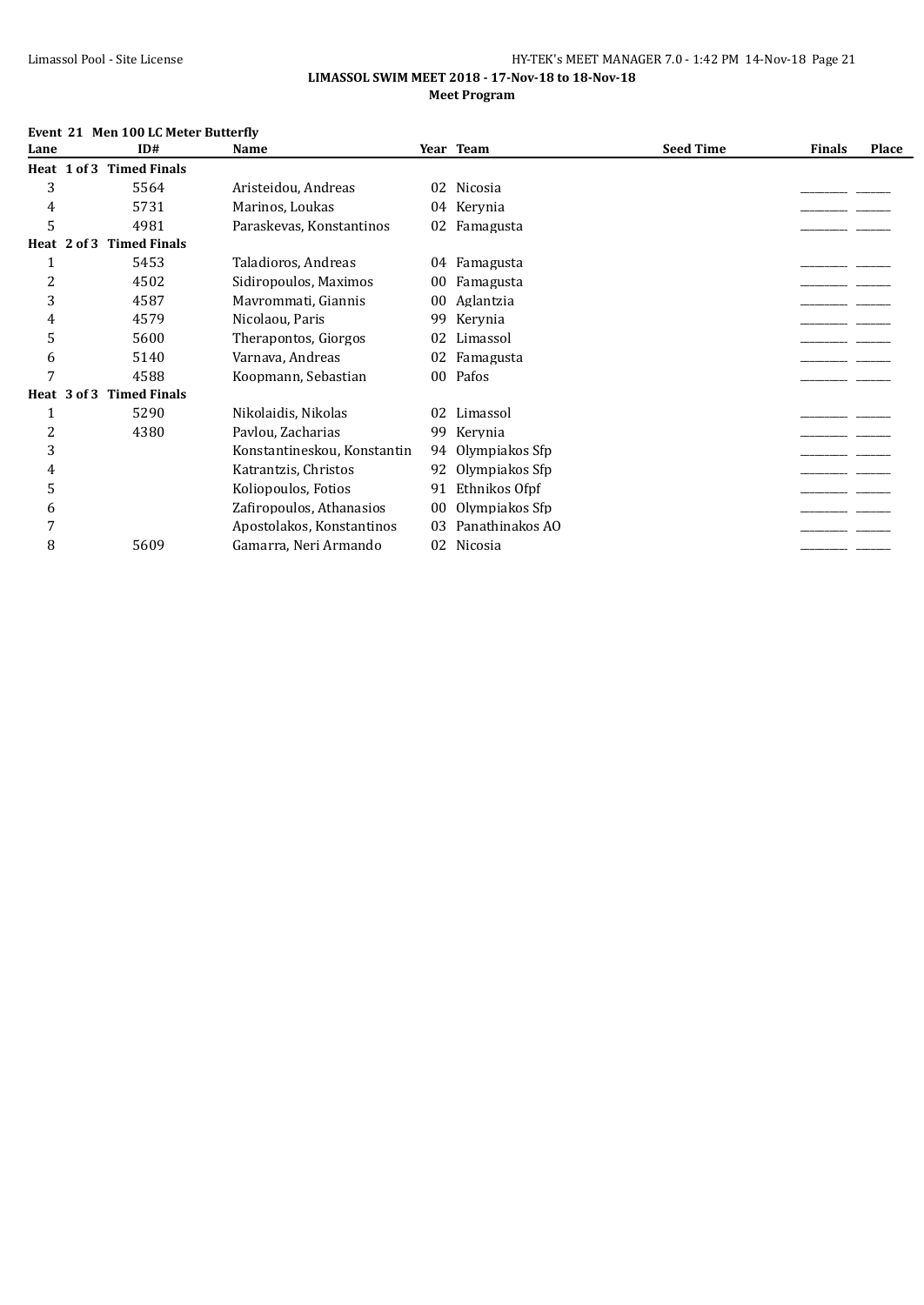**LIMASSOL SWIM MEET 2018 - 17-Nov-18 to 18-Nov-18**

**Meet Program**

**Event 21 Men 100 LC Meter Butterfly**

| Lane | ID# | Name | Year | Team | Seed Time | Finals | Place |
|---|---|---|---|---|---|---|---|
| **Heat 1 of 3 Timed Finals** | | | | | | | |
| 3 | 5564 | Aristeidou, Andreas | 02 | Nicosia | | _______ | _____ |
| 4 | 5731 | Marinos, Loukas | 04 | Kerynia | | _______ | _____ |
| 5 | 4981 | Paraskevas, Konstantinos | 02 | Famagusta | | _______ | _____ |
| **Heat 2 of 3 Timed Finals** | | | | | | | |
| 1 | 5453 | Taladioros, Andreas | 04 | Famagusta | | _______ | _____ |
| 2 | 4502 | Sidiropoulos, Maximos | 00 | Famagusta | | _______ | _____ |
| 3 | 4587 | Mavrommati, Giannis | 00 | Aglantzia | | _______ | _____ |
| 4 | 4579 | Nicolaou, Paris | 99 | Kerynia | | _______ | _____ |
| 5 | 5600 | Therapontos, Giorgos | 02 | Limassol | | _______ | _____ |
| 6 | 5140 | Varnava, Andreas | 02 | Famagusta | | _______ | _____ |
| 7 | 4588 | Koopmann, Sebastian | 00 | Pafos | | _______ | _____ |
| **Heat 3 of 3 Timed Finals** | | | | | | | |
| 1 | 5290 | Nikolaidis, Nikolas | 02 | Limassol | | _______ | _____ |
| 2 | 4380 | Pavlou, Zacharias | 99 | Kerynia | | _______ | _____ |
| 3 | | Konstantineskou, Konstantin | 94 | Olympiakos Sfp | | _______ | _____ |
| 4 | | Katrantzis, Christos | 92 | Olympiakos Sfp | | _______ | _____ |
| 5 | | Koliopoulos, Fotios | 91 | Ethnikos Ofpf | | _______ | _____ |
| 6 | | Zafiropoulos, Athanasios | 00 | Olympiakos Sfp | | _______ | _____ |
| 7 | | Apostolakos, Konstantinos | 03 | Panathinakos AO | | _______ | _____ |
| 8 | 5609 | Gamarra, Neri Armando | 02 | Nicosia | | _______ | _____ |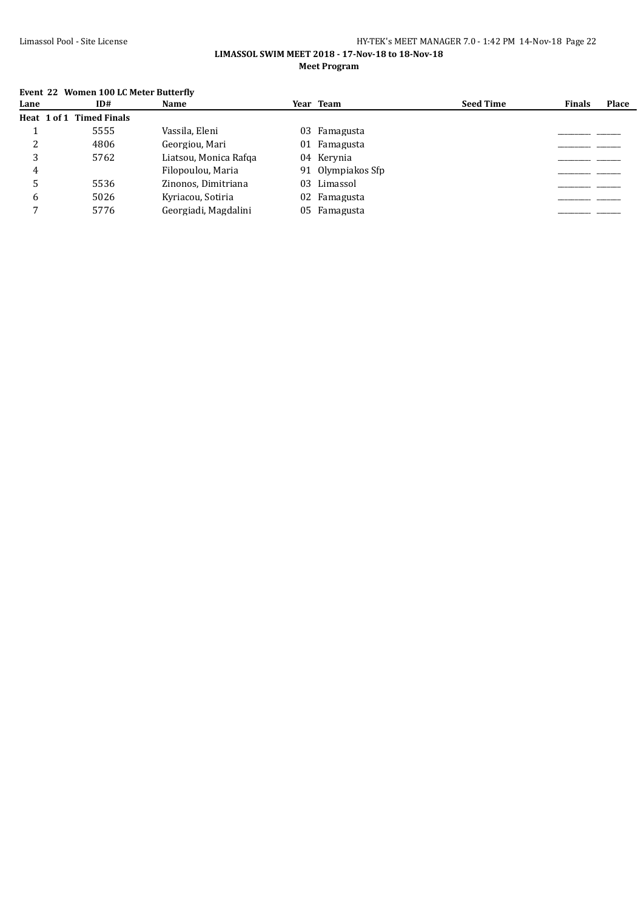**LIMASSOL SWIM MEET 2018 - 17-Nov-18 to 18-Nov-18**

**Meet Program**

**Event 22 Women 100 LC Meter Butterfly**

| Lane | ID# | Name | Year | Team | Seed Time | Finals | Place |
|---|---|---|---|---|---|---|---|
| **Heat 1 of 1 Timed Finals** | | | | | | | |
| 1 | 5555 | Vassila, Eleni | 03 | Famagusta | | _______ | _____ |
| 2 | 4806 | Georgiou, Mari | 01 | Famagusta | | _______ | _____ |
| 3 | 5762 | Liatsou, Monica Rafqa | 04 | Kerynia | | _______ | _____ |
| 4 | | Filopoulou, Maria | 91 | Olympiakos Sfp | | _______ | _____ |
| 5 | 5536 | Zinonos, Dimitriana | 03 | Limassol | | _______ | _____ |
| 6 | 5026 | Kyriacou, Sotiria | 02 | Famagusta | | _______ | _____ |
| 7 | 5776 | Georgiadi, Magdalini | 05 | Famagusta | | _______ | _____ |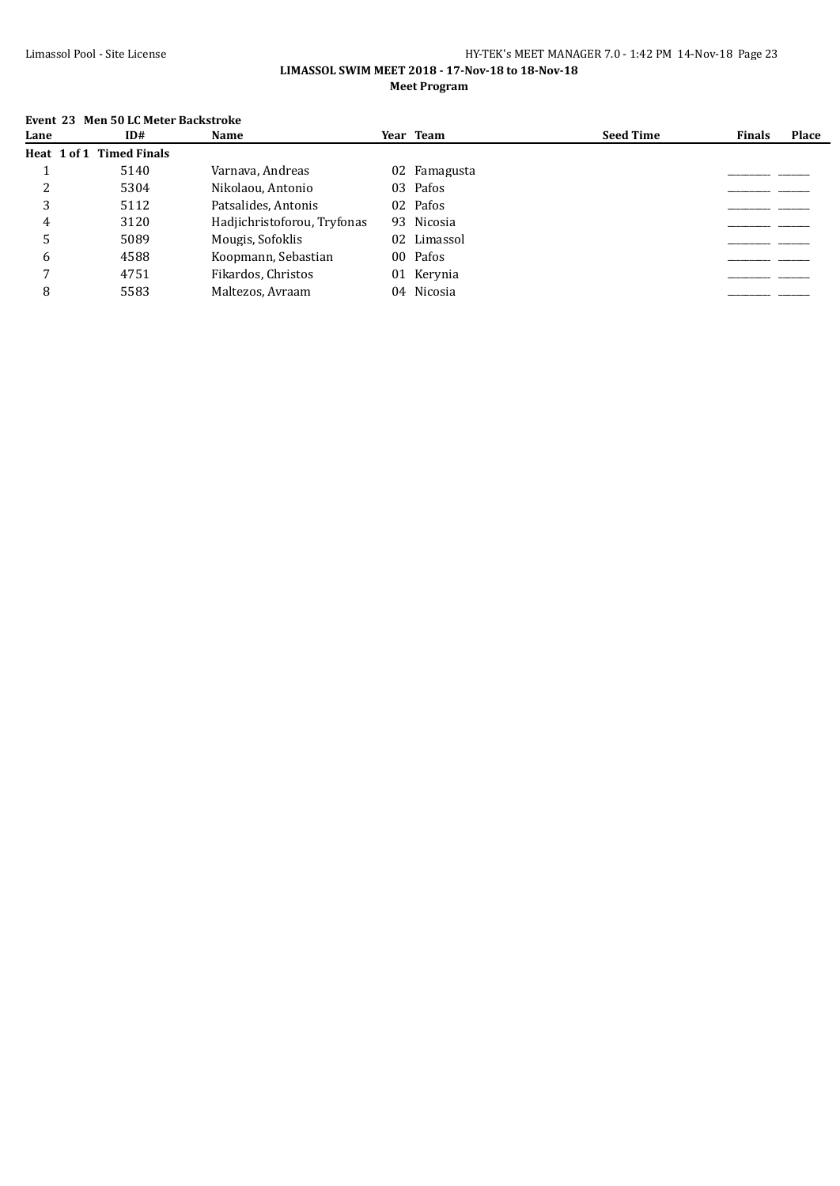**LIMASSOL SWIM MEET 2018 - 17-Nov-18 to 18-Nov-18**

**Meet Program**

**Event 23 Men 50 LC Meter Backstroke**

| Lane | ID# | Name | Year | Team | Seed Time | Finals | Place |
|---|---|---|---|---|---|---|---|
| **Heat 1 of 1 Timed Finals** | | | | | | | |
| 1 | 5140 | Varnava, Andreas | 02 | Famagusta | | _______ | _____ |
| 2 | 5304 | Nikolaou, Antonio | 03 | Pafos | | _______ | _____ |
| 3 | 5112 | Patsalides, Antonis | 02 | Pafos | | _______ | _____ |
| 4 | 3120 | Hadjichristoforou, Tryfonas | 93 | Nicosia | | _______ | _____ |
| 5 | 5089 | Mougis, Sofoklis | 02 | Limassol | | _______ | _____ |
| 6 | 4588 | Koopmann, Sebastian | 00 | Pafos | | _______ | _____ |
| 7 | 4751 | Fikardos, Christos | 01 | Kerynia | | _______ | _____ |
| 8 | 5583 | Maltezos, Avraam | 04 | Nicosia | | _______ | _____ |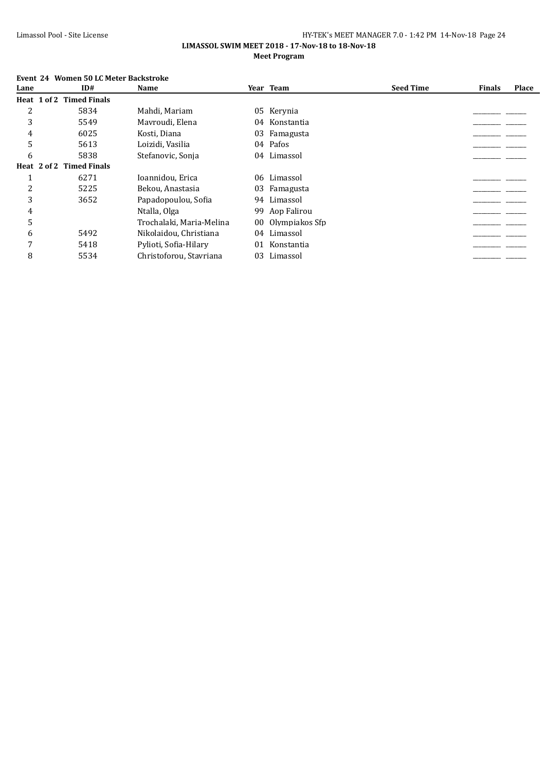**LIMASSOL SWIM MEET 2018 - 17-Nov-18 to 18-Nov-18**

**Meet Program**

**Event 24 Women 50 LC Meter Backstroke**

| Lane | ID# | Name | Year | Team | Seed Time | Finals | Place |
|---|---|---|---|---|---|---|---|
| **Heat 1 of 2 Timed Finals** | | | | | | | |
| 2 | 5834 | Mahdi, Mariam | 05 | Kerynia | | ________ | ______ |
| 3 | 5549 | Mavroudi, Elena | 04 | Konstantia | | ________ | ______ |
| 4 | 6025 | Kosti, Diana | 03 | Famagusta | | ________ | ______ |
| 5 | 5613 | Loizidi, Vasilia | 04 | Pafos | | ________ | ______ |
| 6 | 5838 | Stefanovic, Sonja | 04 | Limassol | | ________ | ______ |
| **Heat 2 of 2 Timed Finals** | | | | | | | |
| 1 | 6271 | Ioannidou, Erica | 06 | Limassol | | ________ | ______ |
| 2 | 5225 | Bekou, Anastasia | 03 | Famagusta | | ________ | ______ |
| 3 | 3652 | Papadopoulou, Sofia | 94 | Limassol | | ________ | ______ |
| 4 | | Ntalla, Olga | 99 | Aop Falirou | | ________ | ______ |
| 5 | | Trochalaki, Maria-Melina | 00 | Olympiakos Sfp | | ________ | ______ |
| 6 | 5492 | Nikolaidou, Christiana | 04 | Limassol | | ________ | ______ |
| 7 | 5418 | Pylioti, Sofia-Hilary | 01 | Konstantia | | ________ | ______ |
| 8 | 5534 | Christoforou, Stavriana | 03 | Limassol | | ________ | ______ |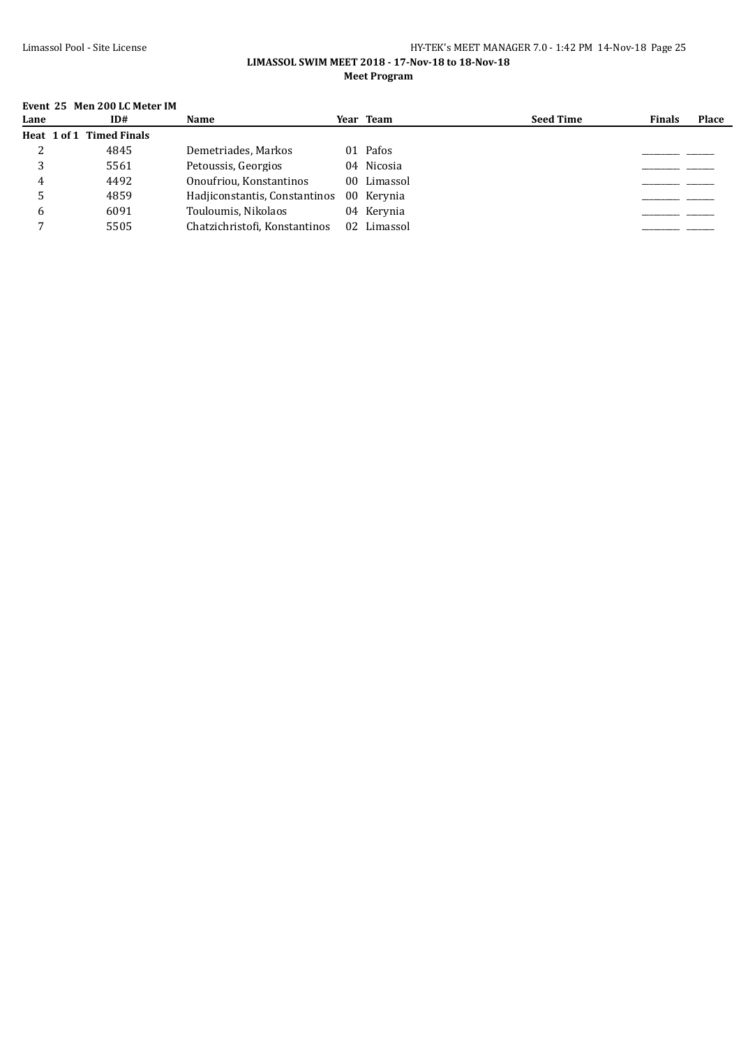**LIMASSOL SWIM MEET 2018 - 17-Nov-18 to 18-Nov-18**

**Meet Program**

**Event 25 Men 200 LC Meter IM**

| Lane | ID# | Name | Year | Team | Seed Time | Finals | Place |
|---|---|---|---|---|---|---|---|
| **Heat 1 of 1 Timed Finals** | | | | | | | |
| 2 | 4845 | Demetriades, Markos | 01 | Pafos | | _________ | _______ |
| 3 | 5561 | Petoussis, Georgios | 04 | Nicosia | | _________ | _______ |
| 4 | 4492 | Onoufriou, Konstantinos | 00 | Limassol | | _________ | _______ |
| 5 | 4859 | Hadjiconstantis, Constantinos | 00 | Kerynia | | _________ | _______ |
| 6 | 6091 | Touloumis, Nikolaos | 04 | Kerynia | | _________ | _______ |
| 7 | 5505 | Chatzichristofi, Konstantinos | 02 | Limassol | | _________ | _______ |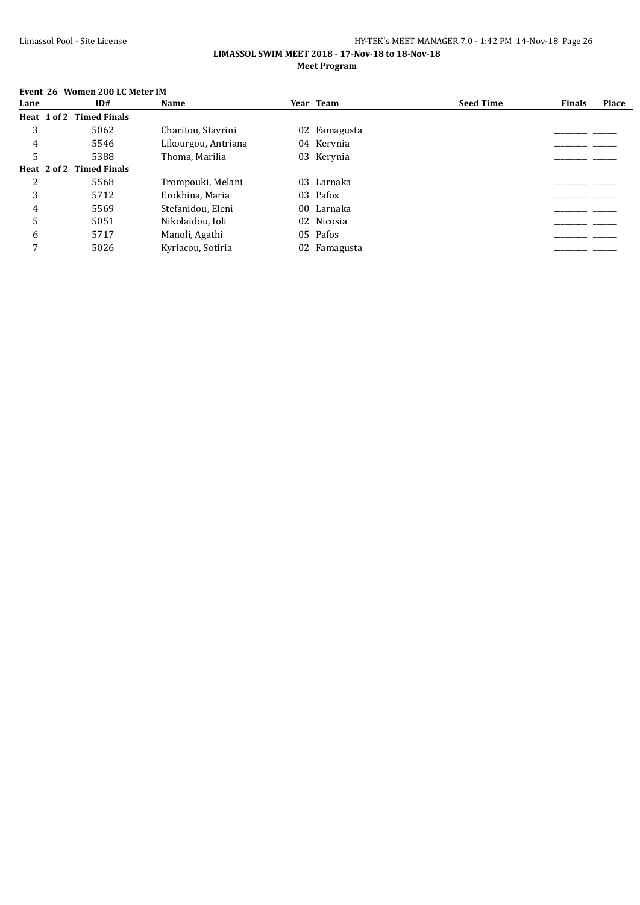**LIMASSOL SWIM MEET 2018 - 17-Nov-18 to 18-Nov-18**

**Meet Program**

**Event 26 Women 200 LC Meter IM**

| Lane | ID# | Name | Year | Team | Seed Time | Finals | Place |
|---|---|---|---|---|---|---|---|
| **Heat 1 of 2 Timed Finals** | | | | | | | |
| 3 | 5062 | Charitou, Stavrini | 02 | Famagusta | | _________ | _______ |
| 4 | 5546 | Likourgou, Antriana | 04 | Kerynia | | _________ | _______ |
| 5 | 5388 | Thoma, Marilia | 03 | Kerynia | | _________ | _______ |
| **Heat 2 of 2 Timed Finals** | | | | | | | |
| 2 | 5568 | Trompouki, Melani | 03 | Larnaka | | _________ | _______ |
| 3 | 5712 | Erokhina, Maria | 03 | Pafos | | _________ | _______ |
| 4 | 5569 | Stefanidou, Eleni | 00 | Larnaka | | _________ | _______ |
| 5 | 5051 | Nikolaidou, Ioli | 02 | Nicosia | | _________ | _______ |
| 6 | 5717 | Manoli, Agathi | 05 | Pafos | | _________ | _______ |
| 7 | 5026 | Kyriacou, Sotiria | 02 | Famagusta | | _________ | _______ |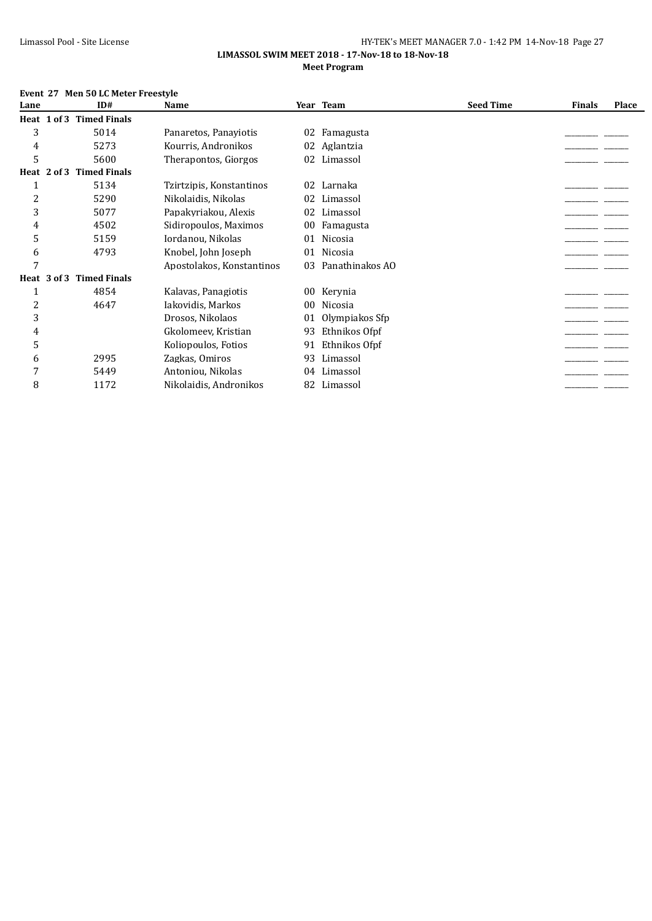**LIMASSOL SWIM MEET 2018 - 17-Nov-18 to 18-Nov-18**

**Meet Program**

**Event 27 Men 50 LC Meter Freestyle**

| Lane | ID# | Name | Year | Team | Seed Time | Finals | Place |
|---|---|---|---|---|---|---|---|
| **Heat 1 of 3 Timed Finals** | | | | | | | |
| 3 | 5014 | Panaretos, Panayiotis | 02 | Famagusta | | _________ | _______ |
| 4 | 5273 | Kourris, Andronikos | 02 | Aglantzia | | _________ | _______ |
| 5 | 5600 | Therapontos, Giorgos | 02 | Limassol | | _________ | _______ |
| **Heat 2 of 3 Timed Finals** | | | | | | | |
| 1 | 5134 | Tzirtzipis, Konstantinos | 02 | Larnaka | | _________ | _______ |
| 2 | 5290 | Nikolaidis, Nikolas | 02 | Limassol | | _________ | _______ |
| 3 | 5077 | Papakyriakou, Alexis | 02 | Limassol | | _________ | _______ |
| 4 | 4502 | Sidiropoulos, Maximos | 00 | Famagusta | | _________ | _______ |
| 5 | 5159 | Iordanou, Nikolas | 01 | Nicosia | | _________ | _______ |
| 6 | 4793 | Knobel, John Joseph | 01 | Nicosia | | _________ | _______ |
| 7 | | Apostolakos, Konstantinos | 03 | Panathinakos AO | | _________ | _______ |
| **Heat 3 of 3 Timed Finals** | | | | | | | |
| 1 | 4854 | Kalavas, Panagiotis | 00 | Kerynia | | _________ | _______ |
| 2 | 4647 | Iakovidis, Markos | 00 | Nicosia | | _________ | _______ |
| 3 | | Drosos, Nikolaos | 01 | Olympiakos Sfp | | _________ | _______ |
| 4 | | Gkolomeev, Kristian | 93 | Ethnikos Ofpf | | _________ | _______ |
| 5 | | Koliopoulos, Fotios | 91 | Ethnikos Ofpf | | _________ | _______ |
| 6 | 2995 | Zagkas, Omiros | 93 | Limassol | | _________ | _______ |
| 7 | 5449 | Antoniou, Nikolas | 04 | Limassol | | _________ | _______ |
| 8 | 1172 | Nikolaidis, Andronikos | 82 | Limassol | | _________ | _______ |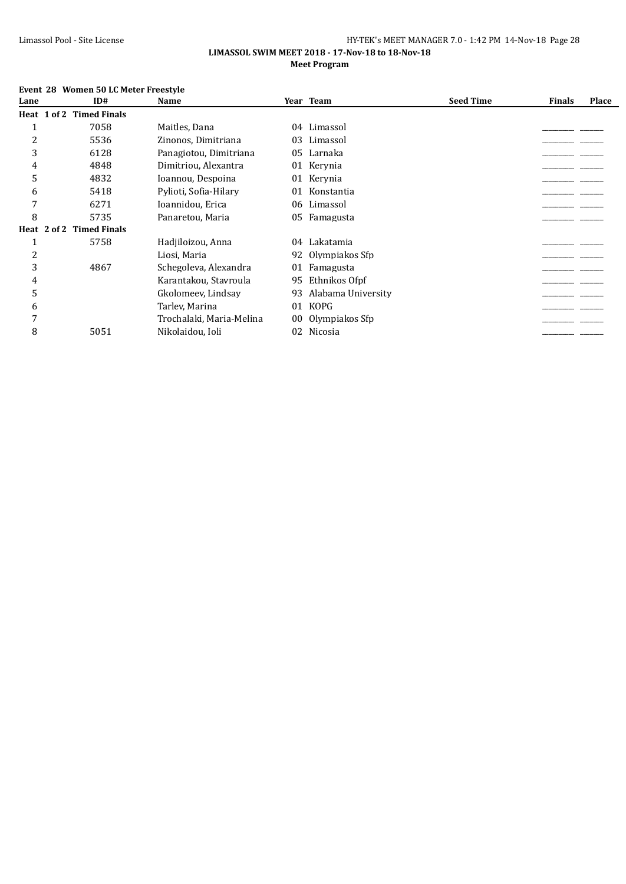**LIMASSOL SWIM MEET 2018 - 17-Nov-18 to 18-Nov-18**

**Meet Program**

**Event 28 Women 50 LC Meter Freestyle**

| Lane | ID# | Name | Year | Team | Seed Time | Finals | Place |
|---|---|---|---|---|---|---|---|
| **Heat 1 of 2 Timed Finals** | | | | | | | |
| 1 | 7058 | Maitles, Dana | 04 | Limassol | | _______ | _____ |
| 2 | 5536 | Zinonos, Dimitriana | 03 | Limassol | | _______ | _____ |
| 3 | 6128 | Panagiotou, Dimitriana | 05 | Larnaka | | _______ | _____ |
| 4 | 4848 | Dimitriou, Alexantra | 01 | Kerynia | | _______ | _____ |
| 5 | 4832 | Ioannou, Despoina | 01 | Kerynia | | _______ | _____ |
| 6 | 5418 | Pylioti, Sofia-Hilary | 01 | Konstantia | | _______ | _____ |
| 7 | 6271 | Ioannidou, Erica | 06 | Limassol | | _______ | _____ |
| 8 | 5735 | Panaretou, Maria | 05 | Famagusta | | _______ | _____ |
| **Heat 2 of 2 Timed Finals** | | | | | | | |
| 1 | 5758 | Hadjiloizou, Anna | 04 | Lakatamia | | _______ | _____ |
| 2 | | Liosi, Maria | 92 | Olympiakos Sfp | | _______ | _____ |
| 3 | 4867 | Schegoleva, Alexandra | 01 | Famagusta | | _______ | _____ |
| 4 | | Karantakou, Stavroula | 95 | Ethnikos Ofpf | | _______ | _____ |
| 5 | | Gkolomeev, Lindsay | 93 | Alabama University | | _______ | _____ |
| 6 | | Tarlev, Marina | 01 | KOPG | | _______ | _____ |
| 7 | | Trochalaki, Maria-Melina | 00 | Olympiakos Sfp | | _______ | _____ |
| 8 | 5051 | Nikolaidou, Ioli | 02 | Nicosia | | _______ | _____ |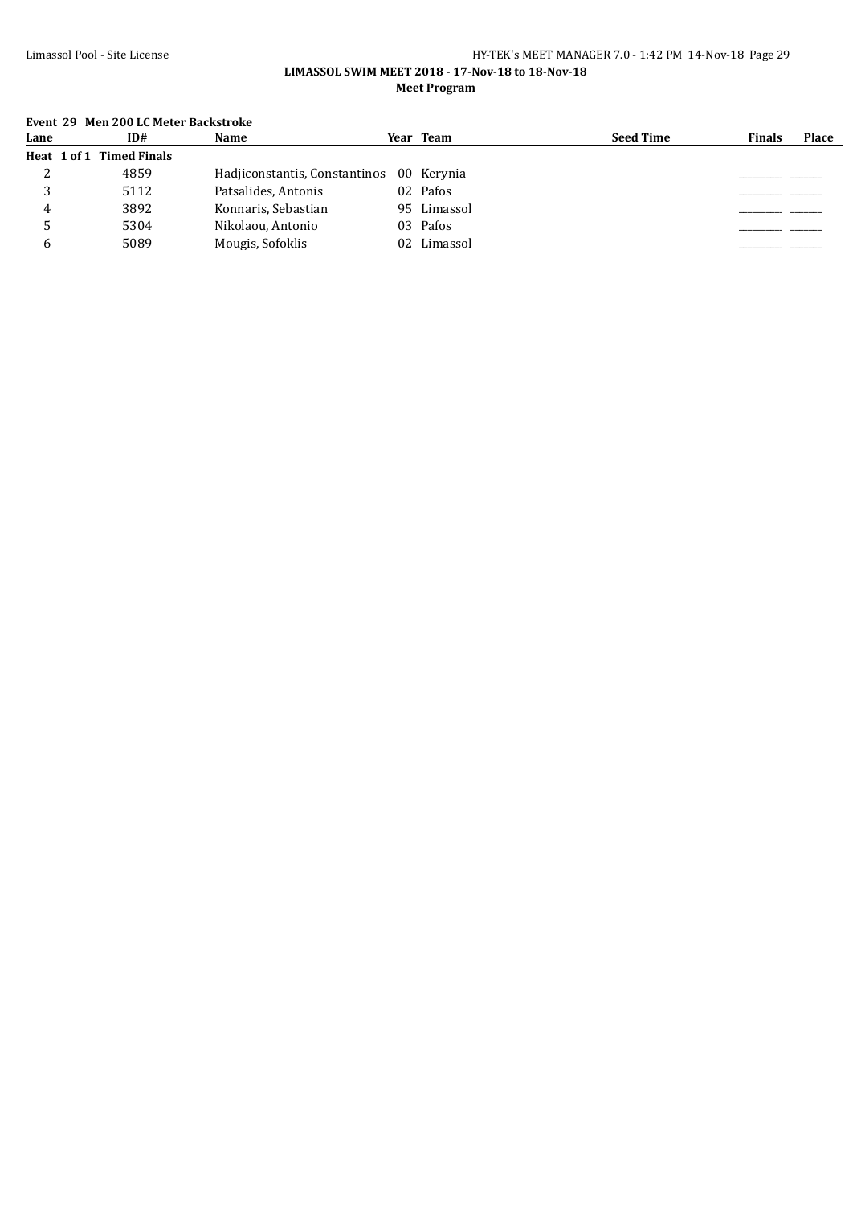**LIMASSOL SWIM MEET 2018 - 17-Nov-18 to 18-Nov-18**

**Meet Program**

**Event 29 Men 200 LC Meter Backstroke**

| Lane | ID# | Name | Year | Team | Seed Time | Finals | Place |
|---|---|---|---|---|---|---|---|
| **Heat 1 of 1 Timed Finals** | | | | | | | |
| 2 | 4859 | Hadjiconstantis, Constantinos | 00 | Kerynia | | _______ | _____ |
| 3 | 5112 | Patsalides, Antonis | 02 | Pafos | | _______ | _____ |
| 4 | 3892 | Konnaris, Sebastian | 95 | Limassol | | _______ | _____ |
| 5 | 5304 | Nikolaou, Antonio | 03 | Pafos | | _______ | _____ |
| 6 | 5089 | Mougis, Sofoklis | 02 | Limassol | | _______ | _____ |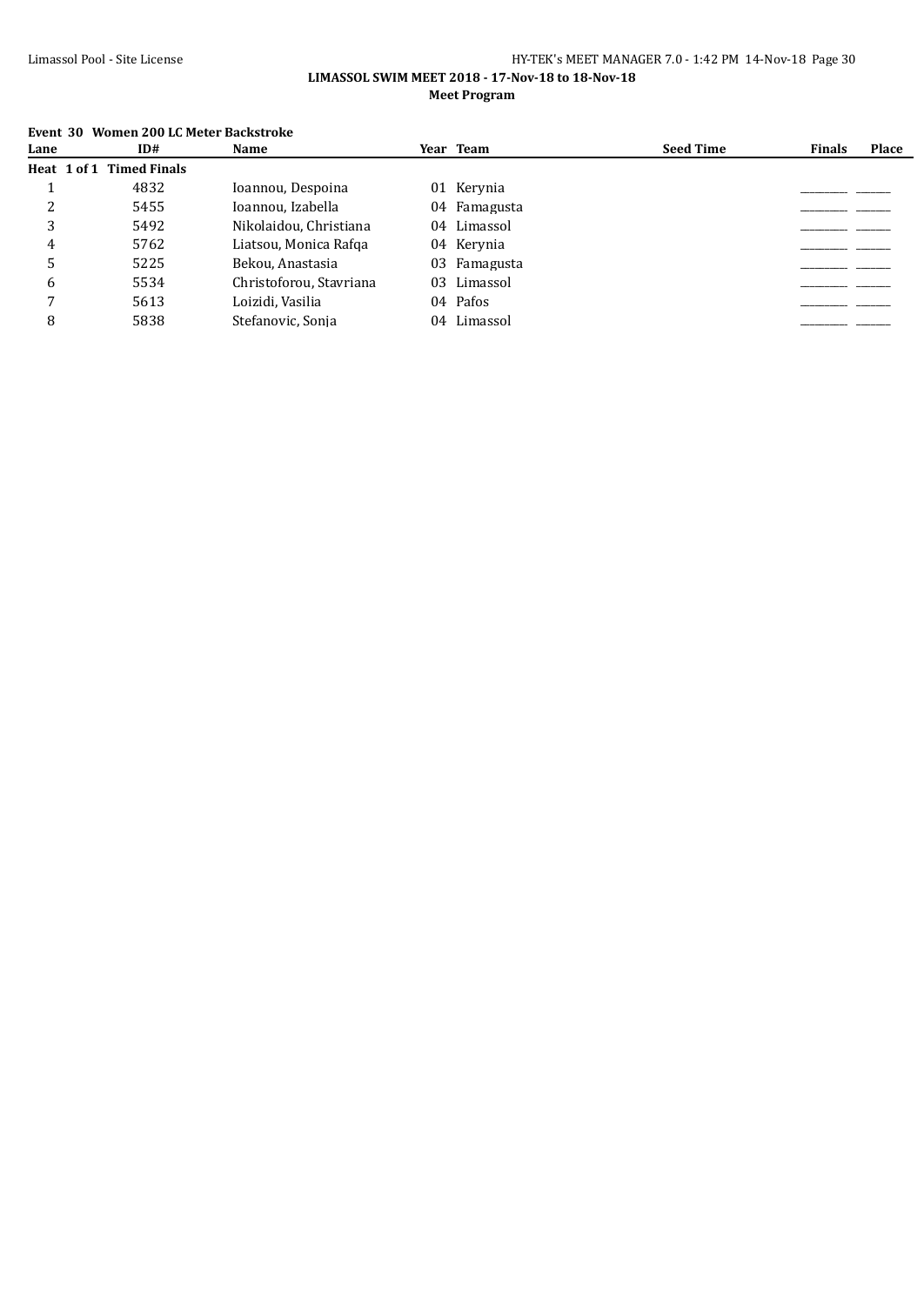**LIMASSOL SWIM MEET 2018 - 17-Nov-18 to 18-Nov-18**

**Meet Program**

**Event 30 Women 200 LC Meter Backstroke**

| Lane | ID# | Name | Year | Team | Seed Time | Finals | Place |
|---|---|---|---|---|---|---|---|
| **Heat 1 of 1 Timed Finals** | | | | | | | |
| 1 | 4832 | Ioannou, Despoina | 01 | Kerynia | | _________ | ______ |
| 2 | 5455 | Ioannou, Izabella | 04 | Famagusta | | _________ | ______ |
| 3 | 5492 | Nikolaidou, Christiana | 04 | Limassol | | _________ | ______ |
| 4 | 5762 | Liatsou, Monica Rafqa | 04 | Kerynia | | _________ | ______ |
| 5 | 5225 | Bekou, Anastasia | 03 | Famagusta | | _________ | ______ |
| 6 | 5534 | Christoforou, Stavriana | 03 | Limassol | | _________ | ______ |
| 7 | 5613 | Loizidi, Vasilia | 04 | Pafos | | _________ | ______ |
| 8 | 5838 | Stefanovic, Sonja | 04 | Limassol | | _________ | ______ |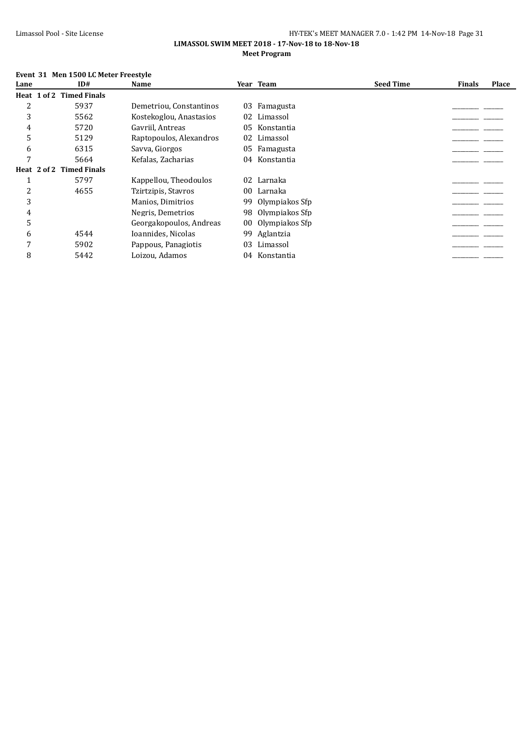**LIMASSOL SWIM MEET 2018 - 17-Nov-18 to 18-Nov-18**

**Meet Program**

**Event 31 Men 1500 LC Meter Freestyle**

| Lane | ID# | Name | Year | Team | Seed Time | Finals | Place |
|---|---|---|---|---|---|---|---|
| **Heat 1 of 2 Timed Finals** | | | | | | | |
| 2 | 5937 | Demetriou, Constantinos | 03 | Famagusta | | _________ | _______ |
| 3 | 5562 | Kostekoglou, Anastasios | 02 | Limassol | | _________ | _______ |
| 4 | 5720 | Gavriil, Antreas | 05 | Konstantia | | _________ | _______ |
| 5 | 5129 | Raptopoulos, Alexandros | 02 | Limassol | | _________ | _______ |
| 6 | 6315 | Savva, Giorgos | 05 | Famagusta | | _________ | _______ |
| 7 | 5664 | Kefalas, Zacharias | 04 | Konstantia | | _________ | _______ |
| **Heat 2 of 2 Timed Finals** | | | | | | | |
| 1 | 5797 | Kappellou, Theodoulos | 02 | Larnaka | | _________ | _______ |
| 2 | 4655 | Tzirtzipis, Stavros | 00 | Larnaka | | _________ | _______ |
| 3 | | Manios, Dimitrios | 99 | Olympiakos Sfp | | _________ | _______ |
| 4 | | Negris, Demetrios | 98 | Olympiakos Sfp | | _________ | _______ |
| 5 | | Georgakopoulos, Andreas | 00 | Olympiakos Sfp | | _________ | _______ |
| 6 | 4544 | Ioannides, Nicolas | 99 | Aglantzia | | _________ | _______ |
| 7 | 5902 | Pappous, Panagiotis | 03 | Limassol | | _________ | _______ |
| 8 | 5442 | Loizou, Adamos | 04 | Konstantia | | _________ | _______ |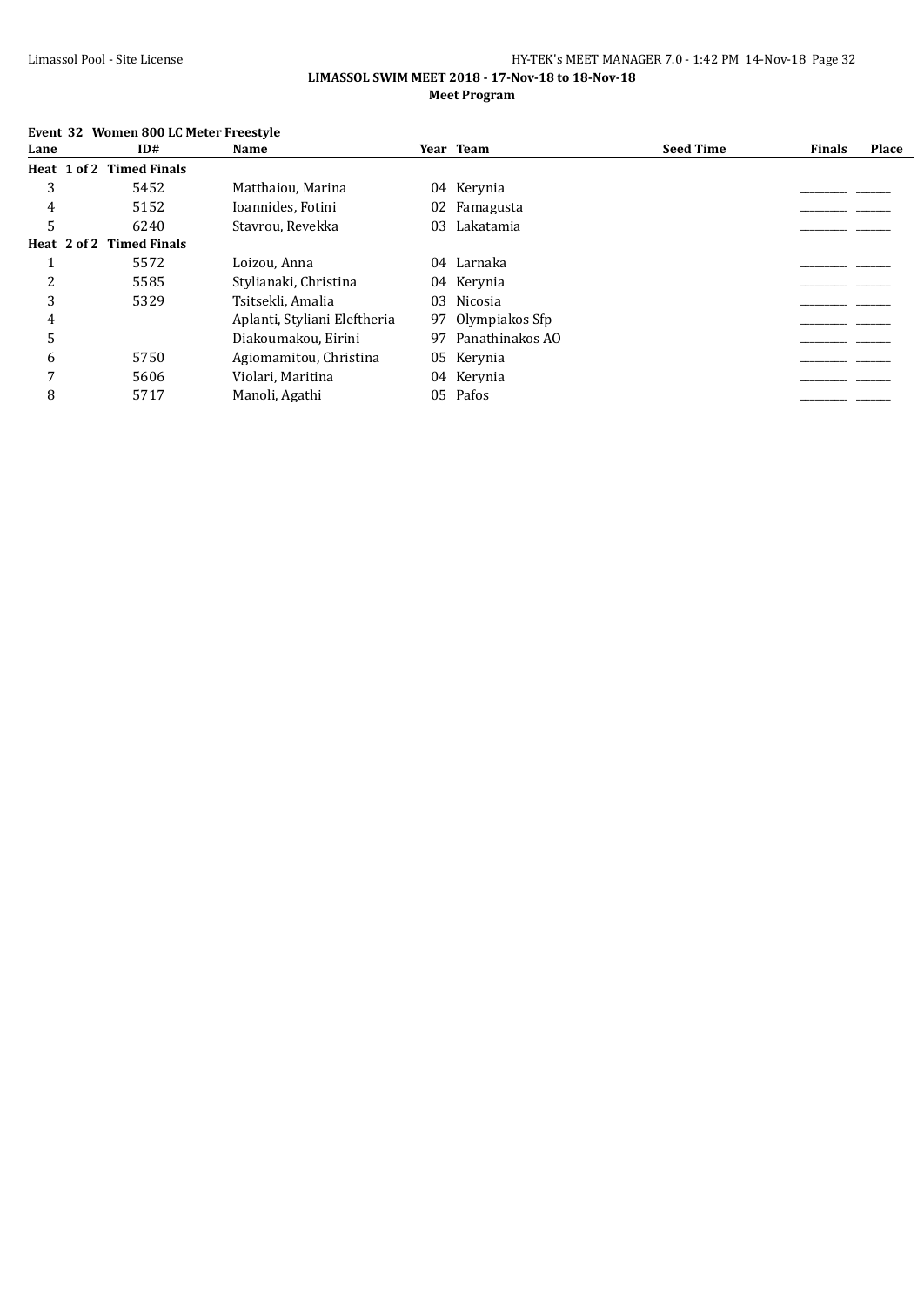**LIMASSOL SWIM MEET 2018 - 17-Nov-18 to 18-Nov-18**

**Meet Program**

**Event 32 Women 800 LC Meter Freestyle**

| Lane | ID# | Name | Year | Team | Seed Time | Finals | Place |
|---|---|---|---|---|---|---|---|
| **Heat 1 of 2 Timed Finals** | | | | | | | |
| 3 | 5452 | Matthaiou, Marina | 04 | Kerynia | | _______ | _______ |
| 4 | 5152 | Ioannides, Fotini | 02 | Famagusta | | _______ | _______ |
| 5 | 6240 | Stavrou, Revekka | 03 | Lakatamia | | _______ | _______ |
| **Heat 2 of 2 Timed Finals** | | | | | | | |
| 1 | 5572 | Loizou, Anna | 04 | Larnaka | | _______ | _______ |
| 2 | 5585 | Stylianaki, Christina | 04 | Kerynia | | _______ | _______ |
| 3 | 5329 | Tsitsekli, Amalia | 03 | Nicosia | | _______ | _______ |
| 4 | | Aplanti, Styliani Eleftheria | 97 | Olympiakos Sfp | | _______ | _______ |
| 5 | | Diakoumakou, Eirini | 97 | Panathinakos AO | | _______ | _______ |
| 6 | 5750 | Agiomamitou, Christina | 05 | Kerynia | | _______ | _______ |
| 7 | 5606 | Violari, Maritina | 04 | Kerynia | | _______ | _______ |
| 8 | 5717 | Manoli, Agathi | 05 | Pafos | | _______ | _______ |